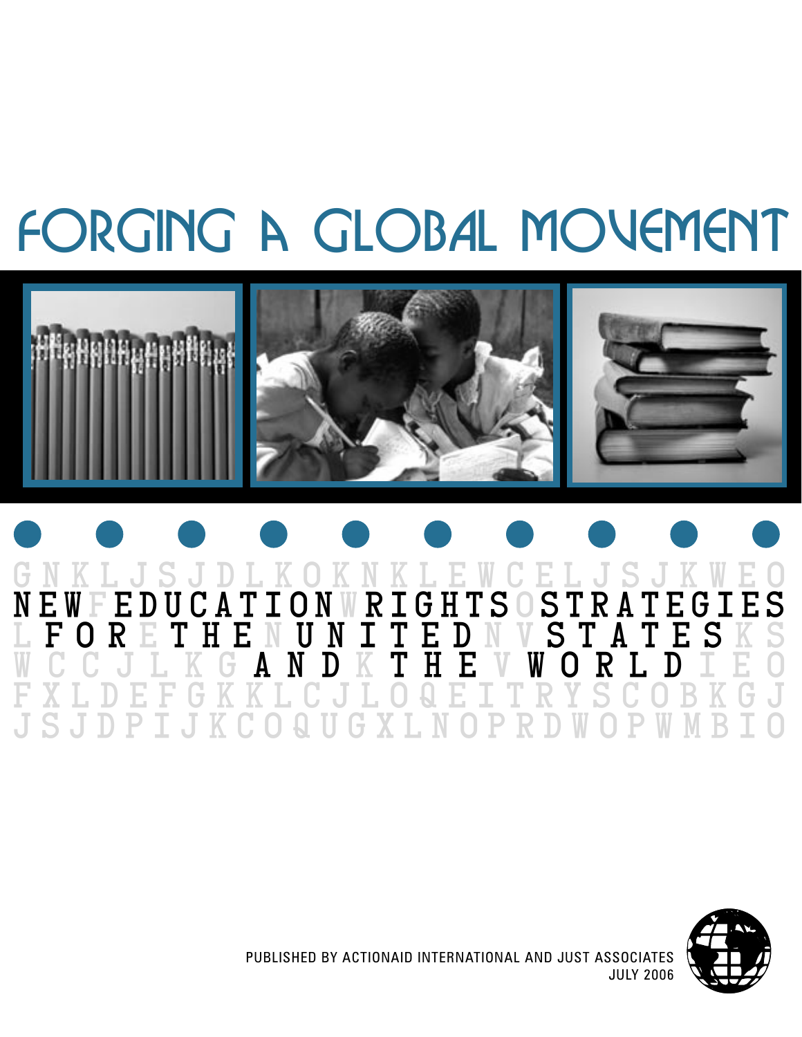# FORGING A GLOBAL MOVEMENT

## NEW EDUCATION RIGHTS STRATEGIES FOR THE UNITED STATES AND THE WORLD

PUBLISHED BY ACTIONAID INTERNATIONAL AND JUST ASSOCIATES
JULY 2006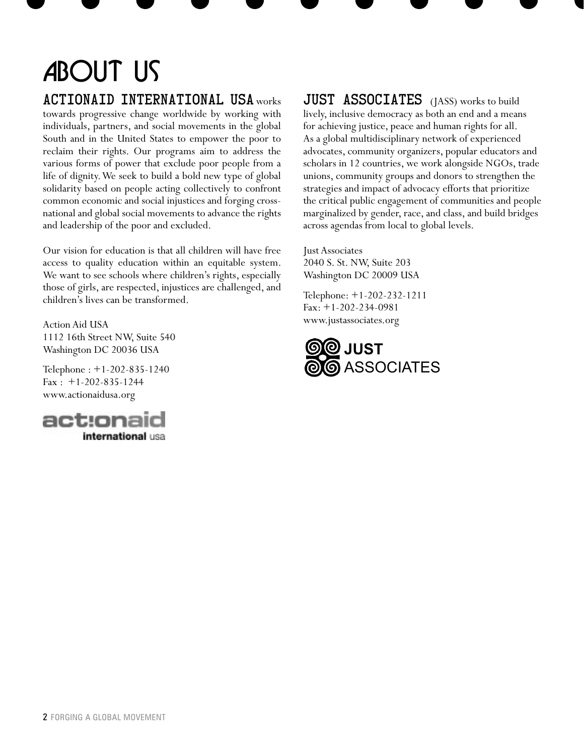# ABOUT US

**ACTIONAID INTERNATIONAL USA** works towards progressive change worldwide by working with individuals, partners, and social movements in the global South and in the United States to empower the poor to reclaim their rights. Our programs aim to address the various forms of power that exclude poor people from a life of dignity. We seek to build a bold new type of global solidarity based on people acting collectively to confront common economic and social injustices and forging cross-national and global social movements to advance the rights and leadership of the poor and excluded.

Our vision for education is that all children will have free access to quality education within an equitable system. We want to see schools where children's rights, especially those of girls, are respected, injustices are challenged, and children's lives can be transformed.

Action Aid USA
1112 16th Street NW, Suite 540
Washington DC 20036 USA

Telephone : +1-202-835-1240
Fax : +1-202-835-1244
www.actionaidusa.org

actionaid international usa

**JUST ASSOCIATES** (JASS) works to build lively, inclusive democracy as both an end and a means for achieving justice, peace and human rights for all. As a global multidisciplinary network of experienced advocates, community organizers, popular educators and scholars in 12 countries, we work alongside NGOs, trade unions, community groups and donors to strengthen the strategies and impact of advocacy efforts that prioritize the critical public engagement of communities and people marginalized by gender, race, and class, and build bridges across agendas from local to global levels.

Just Associates
2040 S. St. NW, Suite 203
Washington DC 20009 USA

Telephone: +1-202-232-1211
Fax: +1-202-234-0981
www.justassociates.org

JUST ASSOCIATES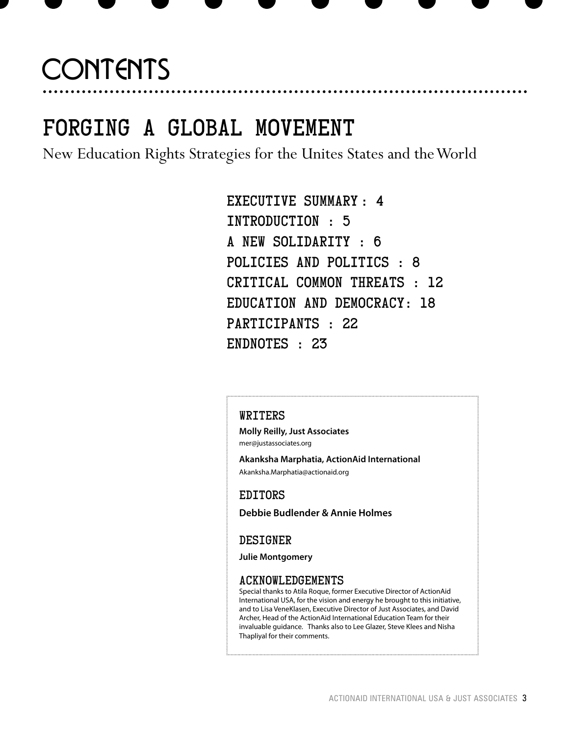# CONTENTS

## FORGING A GLOBAL MOVEMENT

New Education Rights Strategies for the Unites States and the World

EXECUTIVE SUMMARY : 4
INTRODUCTION : 5
A NEW SOLIDARITY : 6
POLICIES AND POLITICS : 8
CRITICAL COMMON THREATS : 12
EDUCATION AND DEMOCRACY: 18
PARTICIPANTS : 22
ENDNOTES : 23

### WRITERS

**Molly Reilly, Just Associates**
mer@justassociates.org

**Akanksha Marphatia, ActionAid International**
Akanksha.Marphatia@actionaid.org

### EDITORS

**Debbie Budlender & Annie Holmes**

### DESIGNER

**Julie Montgomery**

### ACKNOWLEDGEMENTS

Special thanks to Atila Roque, former Executive Director of ActionAid International USA, for the vision and energy he brought to this initiative, and to Lisa VeneKlasen, Executive Director of Just Associates, and David Archer, Head of the ActionAid International Education Team for their invaluable guidance. Thanks also to Lee Glazer, Steve Klees and Nisha Thapliyal for their comments.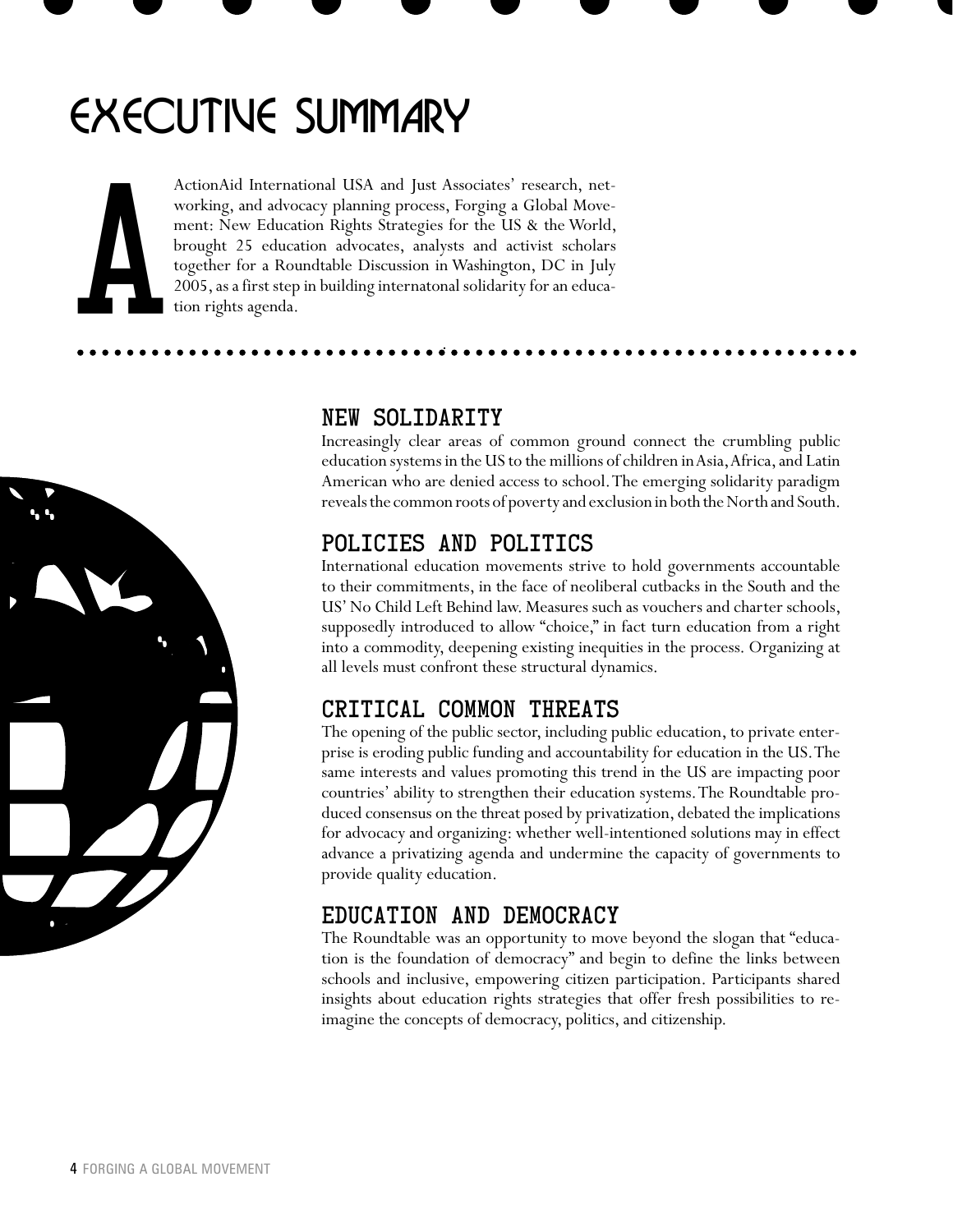# EXECUTIVE SUMMARY

ActionAid International USA and Just Associates' research, networking, and advocacy planning process, Forging a Global Movement: New Education Rights Strategies for the US & the World, brought 25 education advocates, analysts and activist scholars together for a Roundtable Discussion in Washington, DC in July 2005, as a first step in building internatonal solidarity for an education rights agenda.

## NEW SOLIDARITY

Increasingly clear areas of common ground connect the crumbling public education systems in the US to the millions of children in Asia, Africa, and Latin American who are denied access to school. The emerging solidarity paradigm reveals the common roots of poverty and exclusion in both the North and South.

## POLICIES AND POLITICS

International education movements strive to hold governments accountable to their commitments, in the face of neoliberal cutbacks in the South and the US' No Child Left Behind law. Measures such as vouchers and charter schools, supposedly introduced to allow "choice," in fact turn education from a right into a commodity, deepening existing inequities in the process. Organizing at all levels must confront these structural dynamics.

## CRITICAL COMMON THREATS

The opening of the public sector, including public education, to private enterprise is eroding public funding and accountability for education in the US. The same interests and values promoting this trend in the US are impacting poor countries' ability to strengthen their education systems. The Roundtable produced consensus on the threat posed by privatization, debated the implications for advocacy and organizing: whether well-intentioned solutions may in effect advance a privatizing agenda and undermine the capacity of governments to provide quality education.

## EDUCATION AND DEMOCRACY

The Roundtable was an opportunity to move beyond the slogan that "education is the foundation of democracy" and begin to define the links between schools and inclusive, empowering citizen participation. Participants shared insights about education rights strategies that offer fresh possibilities to re-imagine the concepts of democracy, politics, and citizenship.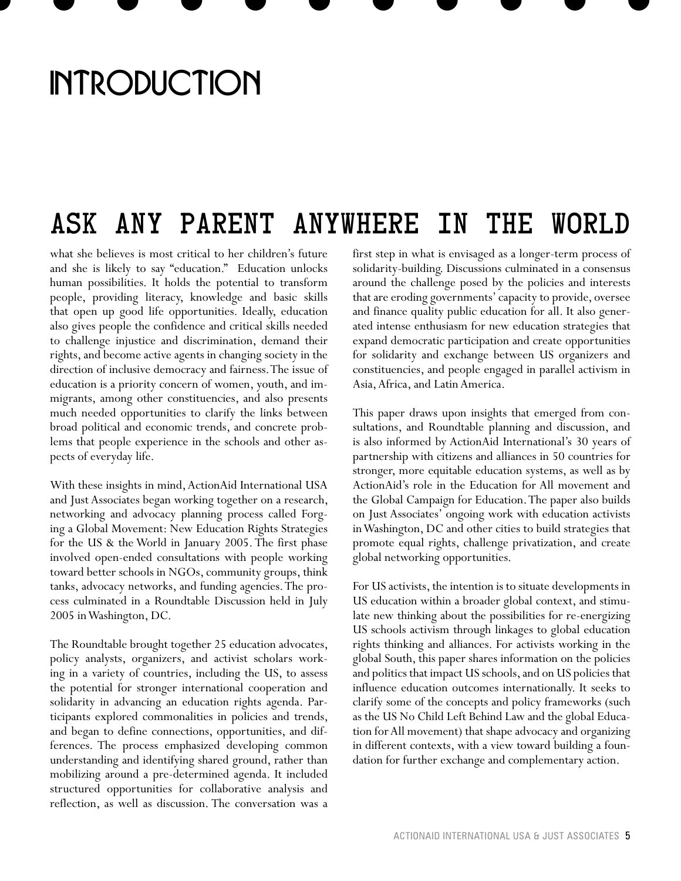# INTRODUCTION

## ASK ANY PARENT ANYWHERE IN THE WORLD

what she believes is most critical to her children's future and she is likely to say "education." Education unlocks human possibilities. It holds the potential to transform people, providing literacy, knowledge and basic skills that open up good life opportunities. Ideally, education also gives people the confidence and critical skills needed to challenge injustice and discrimination, demand their rights, and become active agents in changing society in the direction of inclusive democracy and fairness. The issue of education is a priority concern of women, youth, and immigrants, among other constituencies, and also presents much needed opportunities to clarify the links between broad political and economic trends, and concrete problems that people experience in the schools and other aspects of everyday life.

With these insights in mind, ActionAid International USA and Just Associates began working together on a research, networking and advocacy planning process called Forging a Global Movement: New Education Rights Strategies for the US & the World in January 2005. The first phase involved open-ended consultations with people working toward better schools in NGOs, community groups, think tanks, advocacy networks, and funding agencies. The process culminated in a Roundtable Discussion held in July 2005 in Washington, DC.

The Roundtable brought together 25 education advocates, policy analysts, organizers, and activist scholars working in a variety of countries, including the US, to assess the potential for stronger international cooperation and solidarity in advancing an education rights agenda. Participants explored commonalities in policies and trends, and began to define connections, opportunities, and differences. The process emphasized developing common understanding and identifying shared ground, rather than mobilizing around a pre-determined agenda. It included structured opportunities for collaborative analysis and reflection, as well as discussion. The conversation was a first step in what is envisaged as a longer-term process of solidarity-building. Discussions culminated in a consensus around the challenge posed by the policies and interests that are eroding governments' capacity to provide, oversee and finance quality public education for all. It also generated intense enthusiasm for new education strategies that expand democratic participation and create opportunities for solidarity and exchange between US organizers and constituencies, and people engaged in parallel activism in Asia, Africa, and Latin America.

This paper draws upon insights that emerged from consultations, and Roundtable planning and discussion, and is also informed by ActionAid International's 30 years of partnership with citizens and alliances in 50 countries for stronger, more equitable education systems, as well as by ActionAid's role in the Education for All movement and the Global Campaign for Education. The paper also builds on Just Associates' ongoing work with education activists in Washington, DC and other cities to build strategies that promote equal rights, challenge privatization, and create global networking opportunities.

For US activists, the intention is to situate developments in US education within a broader global context, and stimulate new thinking about the possibilities for re-energizing US schools activism through linkages to global education rights thinking and alliances. For activists working in the global South, this paper shares information on the policies and politics that impact US schools, and on US policies that influence education outcomes internationally. It seeks to clarify some of the concepts and policy frameworks (such as the US No Child Left Behind Law and the global Education for All movement) that shape advocacy and organizing in different contexts, with a view toward building a foundation for further exchange and complementary action.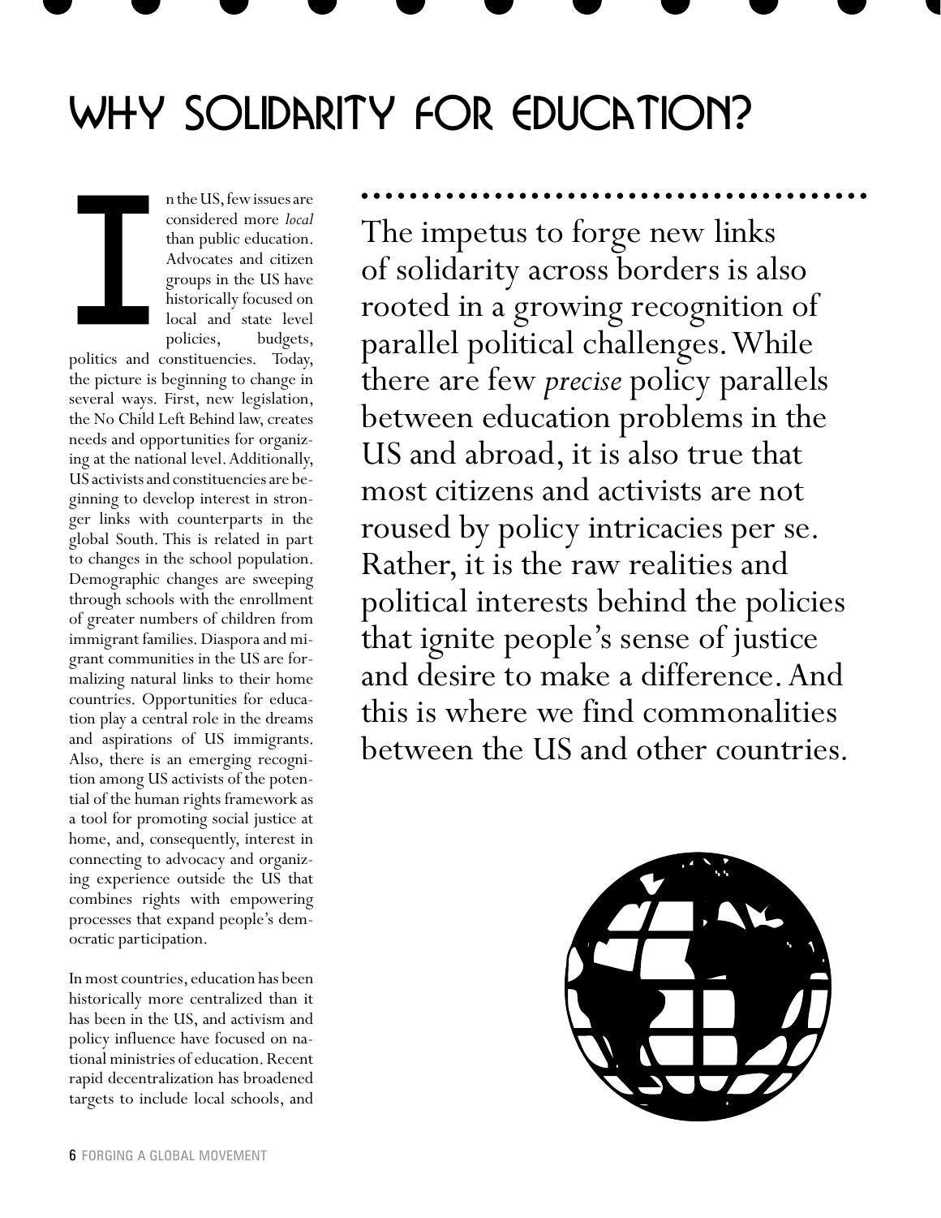# WHY SOLIDARITY FOR EDUCATION?

In the US, few issues are considered more *local* than public education. Advocates and citizen groups in the US have historically focused on local and state level policies, budgets, politics and constituencies. Today, the picture is beginning to change in several ways. First, new legislation, the No Child Left Behind law, creates needs and opportunities for organizing at the national level. Additionally, US activists and constituencies are beginning to develop interest in stronger links with counterparts in the global South. This is related in part to changes in the school population. Demographic changes are sweeping through schools with the enrollment of greater numbers of children from immigrant families. Diaspora and migrant communities in the US are formalizing natural links to their home countries. Opportunities for education play a central role in the dreams and aspirations of US immigrants. Also, there is an emerging recognition among US activists of the potential of the human rights framework as a tool for promoting social justice at home, and, consequently, interest in connecting to advocacy and organizing experience outside the US that combines rights with empowering processes that expand people's democratic participation.

In most countries, education has been historically more centralized than it has been in the US, and activism and policy influence have focused on national ministries of education. Recent rapid decentralization has broadened targets to include local schools, and

The impetus to forge new links of solidarity across borders is also rooted in a growing recognition of parallel political challenges. While there are few *precise* policy parallels between education problems in the US and abroad, it is also true that most citizens and activists are not roused by policy intricacies per se. Rather, it is the raw realities and political interests behind the policies that ignite people's sense of justice and desire to make a difference. And this is where we find commonalities between the US and other countries.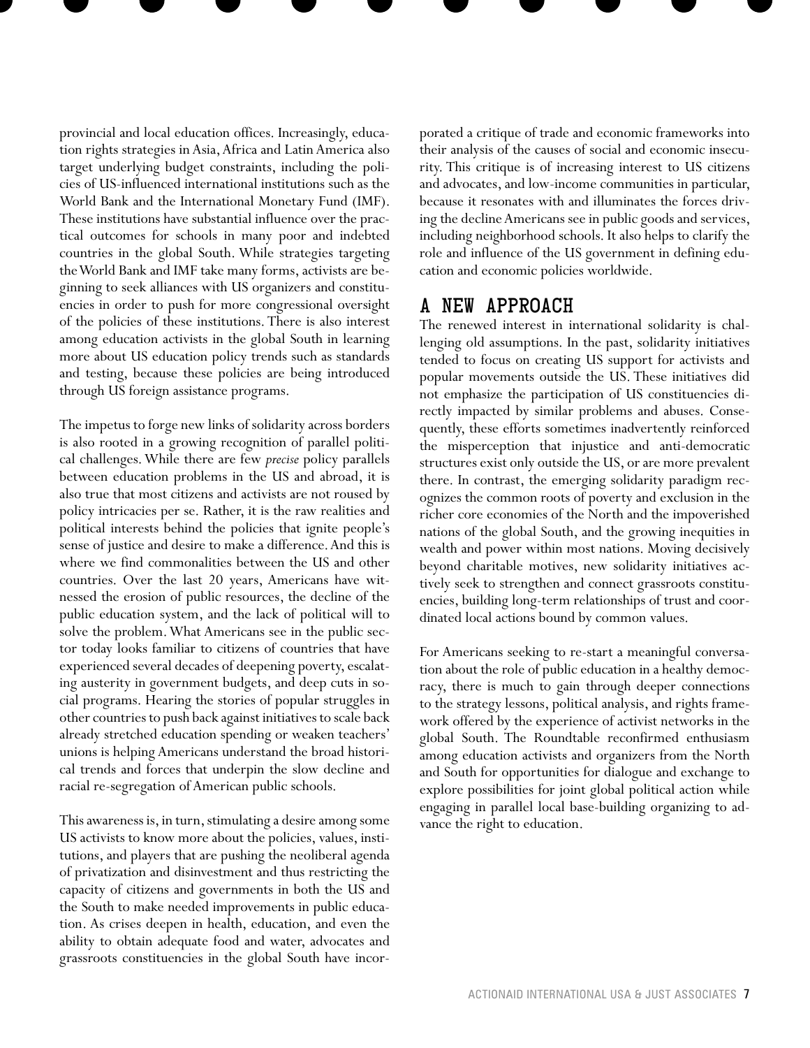provincial and local education offices. Increasingly, education rights strategies in Asia, Africa and Latin America also target underlying budget constraints, including the policies of US-influenced international institutions such as the World Bank and the International Monetary Fund (IMF). These institutions have substantial influence over the practical outcomes for schools in many poor and indebted countries in the global South. While strategies targeting the World Bank and IMF take many forms, activists are beginning to seek alliances with US organizers and constituencies in order to push for more congressional oversight of the policies of these institutions. There is also interest among education activists in the global South in learning more about US education policy trends such as standards and testing, because these policies are being introduced through US foreign assistance programs.

The impetus to forge new links of solidarity across borders is also rooted in a growing recognition of parallel political challenges. While there are few *precise* policy parallels between education problems in the US and abroad, it is also true that most citizens and activists are not roused by policy intricacies per se. Rather, it is the raw realities and political interests behind the policies that ignite people's sense of justice and desire to make a difference. And this is where we find commonalities between the US and other countries. Over the last 20 years, Americans have witnessed the erosion of public resources, the decline of the public education system, and the lack of political will to solve the problem. What Americans see in the public sector today looks familiar to citizens of countries that have experienced several decades of deepening poverty, escalating austerity in government budgets, and deep cuts in social programs. Hearing the stories of popular struggles in other countries to push back against initiatives to scale back already stretched education spending or weaken teachers' unions is helping Americans understand the broad historical trends and forces that underpin the slow decline and racial re-segregation of American public schools.

This awareness is, in turn, stimulating a desire among some US activists to know more about the policies, values, institutions, and players that are pushing the neoliberal agenda of privatization and disinvestment and thus restricting the capacity of citizens and governments in both the US and the South to make needed improvements in public education. As crises deepen in health, education, and even the ability to obtain adequate food and water, advocates and grassroots constituencies in the global South have incorporated a critique of trade and economic frameworks into their analysis of the causes of social and economic insecurity. This critique is of increasing interest to US citizens and advocates, and low-income communities in particular, because it resonates with and illuminates the forces driving the decline Americans see in public goods and services, including neighborhood schools. It also helps to clarify the role and influence of the US government in defining education and economic policies worldwide.

## A NEW APPROACH

The renewed interest in international solidarity is challenging old assumptions. In the past, solidarity initiatives tended to focus on creating US support for activists and popular movements outside the US. These initiatives did not emphasize the participation of US constituencies directly impacted by similar problems and abuses. Consequently, these efforts sometimes inadvertently reinforced the misperception that injustice and anti-democratic structures exist only outside the US, or are more prevalent there. In contrast, the emerging solidarity paradigm recognizes the common roots of poverty and exclusion in the richer core economies of the North and the impoverished nations of the global South, and the growing inequities in wealth and power within most nations. Moving decisively beyond charitable motives, new solidarity initiatives actively seek to strengthen and connect grassroots constituencies, building long-term relationships of trust and coordinated local actions bound by common values.

For Americans seeking to re-start a meaningful conversation about the role of public education in a healthy democracy, there is much to gain through deeper connections to the strategy lessons, political analysis, and rights framework offered by the experience of activist networks in the global South. The Roundtable reconfirmed enthusiasm among education activists and organizers from the North and South for opportunities for dialogue and exchange to explore possibilities for joint global political action while engaging in parallel local base-building organizing to advance the right to education.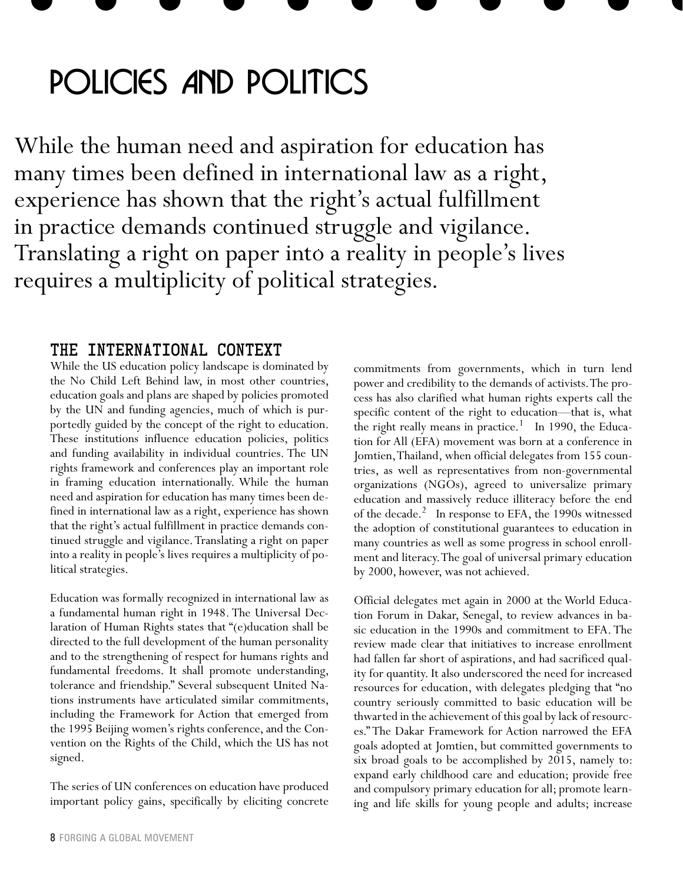# POLICIES AND POLITICS

While the human need and aspiration for education has many times been defined in international law as a right, experience has shown that the right's actual fulfillment in practice demands continued struggle and vigilance. Translating a right on paper into a reality in people's lives requires a multiplicity of political strategies.

## THE INTERNATIONAL CONTEXT

While the US education policy landscape is dominated by the No Child Left Behind law, in most other countries, education goals and plans are shaped by policies promoted by the UN and funding agencies, much of which is purportedly guided by the concept of the right to education. These institutions influence education policies, politics and funding availability in individual countries. The UN rights framework and conferences play an important role in framing education internationally. While the human need and aspiration for education has many times been defined in international law as a right, experience has shown that the right's actual fulfillment in practice demands continued struggle and vigilance. Translating a right on paper into a reality in people's lives requires a multiplicity of political strategies.

Education was formally recognized in international law as a fundamental human right in 1948. The Universal Declaration of Human Rights states that "(e)ducation shall be directed to the full development of the human personality and to the strengthening of respect for humans rights and fundamental freedoms. It shall promote understanding, tolerance and friendship." Several subsequent United Nations instruments have articulated similar commitments, including the Framework for Action that emerged from the 1995 Beijing women's rights conference, and the Convention on the Rights of the Child, which the US has not signed.

The series of UN conferences on education have produced important policy gains, specifically by eliciting concrete commitments from governments, which in turn lend power and credibility to the demands of activists. The process has also clarified what human rights experts call the specific content of the right to education—that is, what the right really means in practice.[1] In 1990, the Education for All (EFA) movement was born at a conference in Jomtien, Thailand, when official delegates from 155 countries, as well as representatives from non-governmental organizations (NGOs), agreed to universalize primary education and massively reduce illiteracy before the end of the decade.[2] In response to EFA, the 1990s witnessed the adoption of constitutional guarantees to education in many countries as well as some progress in school enrollment and literacy. The goal of universal primary education by 2000, however, was not achieved.

Official delegates met again in 2000 at the World Education Forum in Dakar, Senegal, to review advances in basic education in the 1990s and commitment to EFA. The review made clear that initiatives to increase enrollment had fallen far short of aspirations, and had sacrificed quality for quantity. It also underscored the need for increased resources for education, with delegates pledging that "no country seriously committed to basic education will be thwarted in the achievement of this goal by lack of resources." The Dakar Framework for Action narrowed the EFA goals adopted at Jomtien, but committed governments to six broad goals to be accomplished by 2015, namely to: expand early childhood care and education; provide free and compulsory primary education for all; promote learning and life skills for young people and adults; increase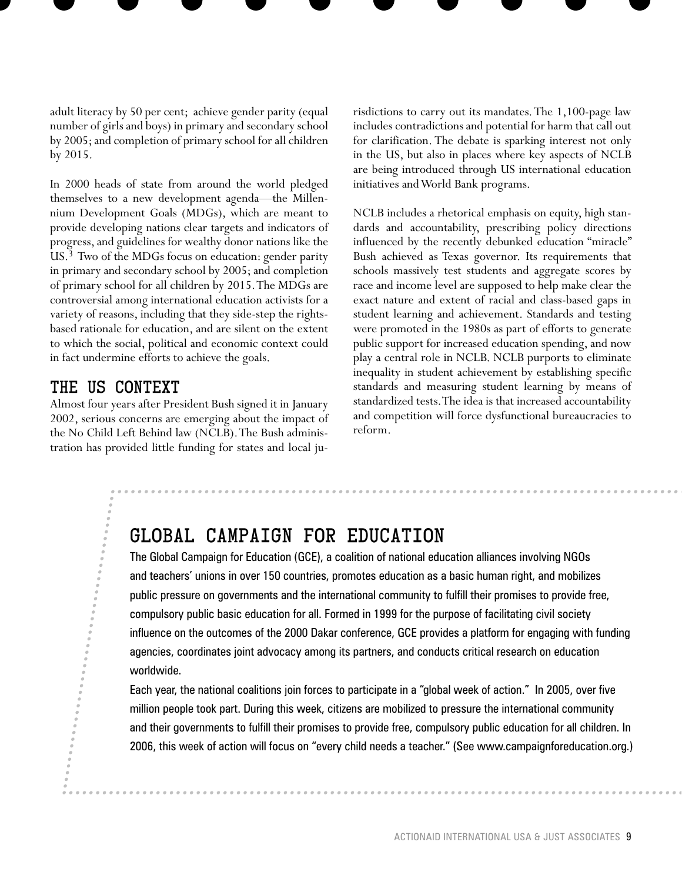adult literacy by 50 per cent; achieve gender parity (equal number of girls and boys) in primary and secondary school by 2005; and completion of primary school for all children by 2015.

In 2000 heads of state from around the world pledged themselves to a new development agenda—the Millennium Development Goals (MDGs), which are meant to provide developing nations clear targets and indicators of progress, and guidelines for wealthy donor nations like the US.[3] Two of the MDGs focus on education: gender parity in primary and secondary school by 2005; and completion of primary school for all children by 2015. The MDGs are controversial among international education activists for a variety of reasons, including that they side-step the rights-based rationale for education, and are silent on the extent to which the social, political and economic context could in fact undermine efforts to achieve the goals.

## THE US CONTEXT

Almost four years after President Bush signed it in January 2002, serious concerns are emerging about the impact of the No Child Left Behind law (NCLB). The Bush administration has provided little funding for states and local jurisdictions to carry out its mandates. The 1,100-page law includes contradictions and potential for harm that call out for clarification. The debate is sparking interest not only in the US, but also in places where key aspects of NCLB are being introduced through US international education initiatives and World Bank programs.

NCLB includes a rhetorical emphasis on equity, high standards and accountability, prescribing policy directions influenced by the recently debunked education "miracle" Bush achieved as Texas governor. Its requirements that schools massively test students and aggregate scores by race and income level are supposed to help make clear the exact nature and extent of racial and class-based gaps in student learning and achievement. Standards and testing were promoted in the 1980s as part of efforts to generate public support for increased education spending, and now play a central role in NCLB. NCLB purports to eliminate inequality in student achievement by establishing specific standards and measuring student learning by means of standardized tests. The idea is that increased accountability and competition will force dysfunctional bureaucracies to reform.

## GLOBAL CAMPAIGN FOR EDUCATION

The Global Campaign for Education (GCE), a coalition of national education alliances involving NGOs and teachers' unions in over 150 countries, promotes education as a basic human right, and mobilizes public pressure on governments and the international community to fulfill their promises to provide free, compulsory public basic education for all. Formed in 1999 for the purpose of facilitating civil society influence on the outcomes of the 2000 Dakar conference, GCE provides a platform for engaging with funding agencies, coordinates joint advocacy among its partners, and conducts critical research on education worldwide.

Each year, the national coalitions join forces to participate in a "global week of action." In 2005, over five million people took part. During this week, citizens are mobilized to pressure the international community and their governments to fulfill their promises to provide free, compulsory public education for all children. In 2006, this week of action will focus on "every child needs a teacher." (See www.campaignforeducation.org.)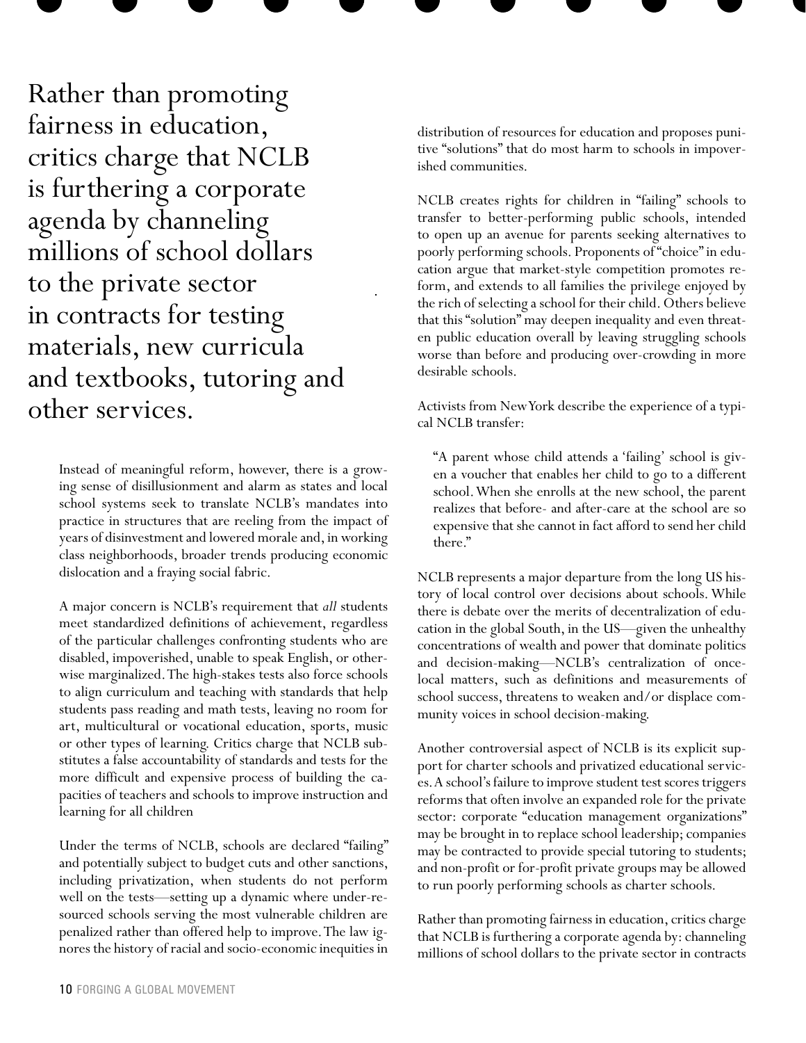> Rather than promoting fairness in education, critics charge that NCLB is furthering a corporate agenda by channeling millions of school dollars to the private sector in contracts for testing materials, new curricula and textbooks, tutoring and other services.

Instead of meaningful reform, however, there is a growing sense of disillusionment and alarm as states and local school systems seek to translate NCLB's mandates into practice in structures that are reeling from the impact of years of disinvestment and lowered morale and, in working class neighborhoods, broader trends producing economic dislocation and a fraying social fabric.

A major concern is NCLB's requirement that *all* students meet standardized definitions of achievement, regardless of the particular challenges confronting students who are disabled, impoverished, unable to speak English, or otherwise marginalized. The high-stakes tests also force schools to align curriculum and teaching with standards that help students pass reading and math tests, leaving no room for art, multicultural or vocational education, sports, music or other types of learning. Critics charge that NCLB substitutes a false accountability of standards and tests for the more difficult and expensive process of building the capacities of teachers and schools to improve instruction and learning for all children

Under the terms of NCLB, schools are declared "failing" and potentially subject to budget cuts and other sanctions, including privatization, when students do not perform well on the tests—setting up a dynamic where under-resourced schools serving the most vulnerable children are penalized rather than offered help to improve. The law ignores the history of racial and socio-economic inequities in distribution of resources for education and proposes punitive "solutions" that do most harm to schools in impoverished communities.

NCLB creates rights for children in "failing" schools to transfer to better-performing public schools, intended to open up an avenue for parents seeking alternatives to poorly performing schools. Proponents of "choice" in education argue that market-style competition promotes reform, and extends to all families the privilege enjoyed by the rich of selecting a school for their child. Others believe that this "solution" may deepen inequality and even threaten public education overall by leaving struggling schools worse than before and producing over-crowding in more desirable schools.

Activists from New York describe the experience of a typical NCLB transfer:

> "A parent whose child attends a 'failing' school is given a voucher that enables her child to go to a different school. When she enrolls at the new school, the parent realizes that before- and after-care at the school are so expensive that she cannot in fact afford to send her child there."

NCLB represents a major departure from the long US history of local control over decisions about schools. While there is debate over the merits of decentralization of education in the global South, in the US—given the unhealthy concentrations of wealth and power that dominate politics and decision-making—NCLB's centralization of once-local matters, such as definitions and measurements of school success, threatens to weaken and/or displace community voices in school decision-making.

Another controversial aspect of NCLB is its explicit support for charter schools and privatized educational services. A school's failure to improve student test scores triggers reforms that often involve an expanded role for the private sector: corporate "education management organizations" may be brought in to replace school leadership; companies may be contracted to provide special tutoring to students; and non-profit or for-profit private groups may be allowed to run poorly performing schools as charter schools.

Rather than promoting fairness in education, critics charge that NCLB is furthering a corporate agenda by: channeling millions of school dollars to the private sector in contracts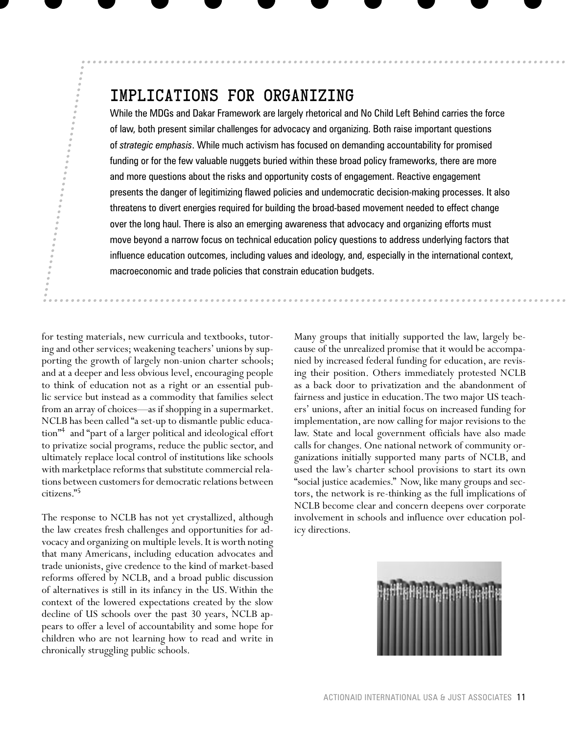## IMPLICATIONS FOR ORGANIZING

While the MDGs and Dakar Framework are largely rhetorical and No Child Left Behind carries the force of law, both present similar challenges for advocacy and organizing. Both raise important questions of *strategic emphasis*. While much activism has focused on demanding accountability for promised funding or for the few valuable nuggets buried within these broad policy frameworks, there are more and more questions about the risks and opportunity costs of engagement. Reactive engagement presents the danger of legitimizing flawed policies and undemocratic decision-making processes. It also threatens to divert energies required for building the broad-based movement needed to effect change over the long haul. There is also an emerging awareness that advocacy and organizing efforts must move beyond a narrow focus on technical education policy questions to address underlying factors that influence education outcomes, including values and ideology, and, especially in the international context, macroeconomic and trade policies that constrain education budgets.

for testing materials, new curricula and textbooks, tutoring and other services; weakening teachers' unions by supporting the growth of largely non-union charter schools; and at a deeper and less obvious level, encouraging people to think of education not as a right or an essential public service but instead as a commodity that families select from an array of choices—as if shopping in a supermarket. NCLB has been called "a set-up to dismantle public education"[4] and "part of a larger political and ideological effort to privatize social programs, reduce the public sector, and ultimately replace local control of institutions like schools with marketplace reforms that substitute commercial relations between customers for democratic relations between citizens."[5]

The response to NCLB has not yet crystallized, although the law creates fresh challenges and opportunities for advocacy and organizing on multiple levels. It is worth noting that many Americans, including education advocates and trade unionists, give credence to the kind of market-based reforms offered by NCLB, and a broad public discussion of alternatives is still in its infancy in the US. Within the context of the lowered expectations created by the slow decline of US schools over the past 30 years, NCLB appears to offer a level of accountability and some hope for children who are not learning how to read and write in chronically struggling public schools.

Many groups that initially supported the law, largely because of the unrealized promise that it would be accompanied by increased federal funding for education, are revising their position. Others immediately protested NCLB as a back door to privatization and the abandonment of fairness and justice in education. The two major US teachers' unions, after an initial focus on increased funding for implementation, are now calling for major revisions to the law. State and local government officials have also made calls for changes. One national network of community organizations initially supported many parts of NCLB, and used the law's charter school provisions to start its own "social justice academies." Now, like many groups and sectors, the network is re-thinking as the full implications of NCLB become clear and concern deepens over corporate involvement in schools and influence over education policy directions.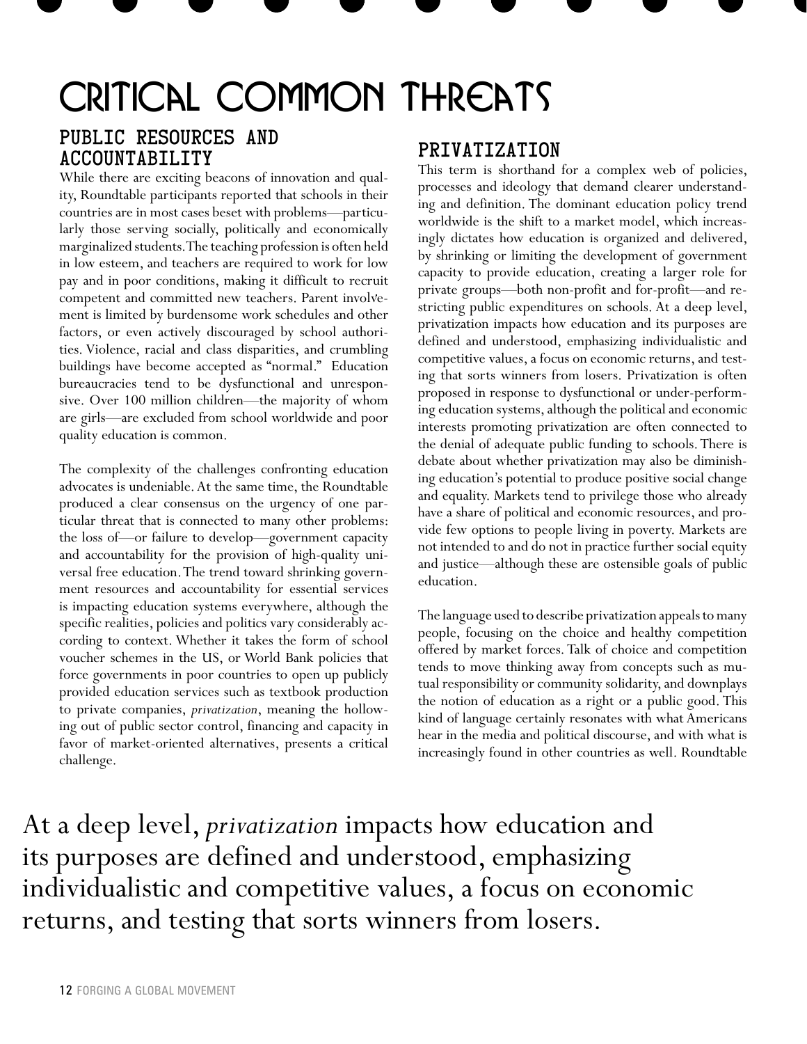# CRITICAL COMMON THREATS

## PUBLIC RESOURCES AND ACCOUNTABILITY

While there are exciting beacons of innovation and quality, Roundtable participants reported that schools in their countries are in most cases beset with problems—particularly those serving socially, politically and economically marginalized students. The teaching profession is often held in low esteem, and teachers are required to work for low pay and in poor conditions, making it difficult to recruit competent and committed new teachers. Parent involvement is limited by burdensome work schedules and other factors, or even actively discouraged by school authorities. Violence, racial and class disparities, and crumbling buildings have become accepted as "normal." Education bureaucracies tend to be dysfunctional and unresponsive. Over 100 million children—the majority of whom are girls—are excluded from school worldwide and poor quality education is common.

The complexity of the challenges confronting education advocates is undeniable. At the same time, the Roundtable produced a clear consensus on the urgency of one particular threat that is connected to many other problems: the loss of—or failure to develop—government capacity and accountability for the provision of high-quality universal free education. The trend toward shrinking government resources and accountability for essential services is impacting education systems everywhere, although the specific realities, policies and politics vary considerably according to context. Whether it takes the form of school voucher schemes in the US, or World Bank policies that force governments in poor countries to open up publicly provided education services such as textbook production to private companies, *privatization*, meaning the hollowing out of public sector control, financing and capacity in favor of market-oriented alternatives, presents a critical challenge.

## PRIVATIZATION

This term is shorthand for a complex web of policies, processes and ideology that demand clearer understanding and definition. The dominant education policy trend worldwide is the shift to a market model, which increasingly dictates how education is organized and delivered, by shrinking or limiting the development of government capacity to provide education, creating a larger role for private groups—both non-profit and for-profit—and restricting public expenditures on schools. At a deep level, privatization impacts how education and its purposes are defined and understood, emphasizing individualistic and competitive values, a focus on economic returns, and testing that sorts winners from losers. Privatization is often proposed in response to dysfunctional or under-performing education systems, although the political and economic interests promoting privatization are often connected to the denial of adequate public funding to schools. There is debate about whether privatization may also be diminishing education's potential to produce positive social change and equality. Markets tend to privilege those who already have a share of political and economic resources, and provide few options to people living in poverty. Markets are not intended to and do not in practice further social equity and justice—although these are ostensible goals of public education.

The language used to describe privatization appeals to many people, focusing on the choice and healthy competition offered by market forces. Talk of choice and competition tends to move thinking away from concepts such as mutual responsibility or community solidarity, and downplays the notion of education as a right or a public good. This kind of language certainly resonates with what Americans hear in the media and political discourse, and with what is increasingly found in other countries as well. Roundtable

At a deep level, *privatization* impacts how education and its purposes are defined and understood, emphasizing individualistic and competitive values, a focus on economic returns, and testing that sorts winners from losers.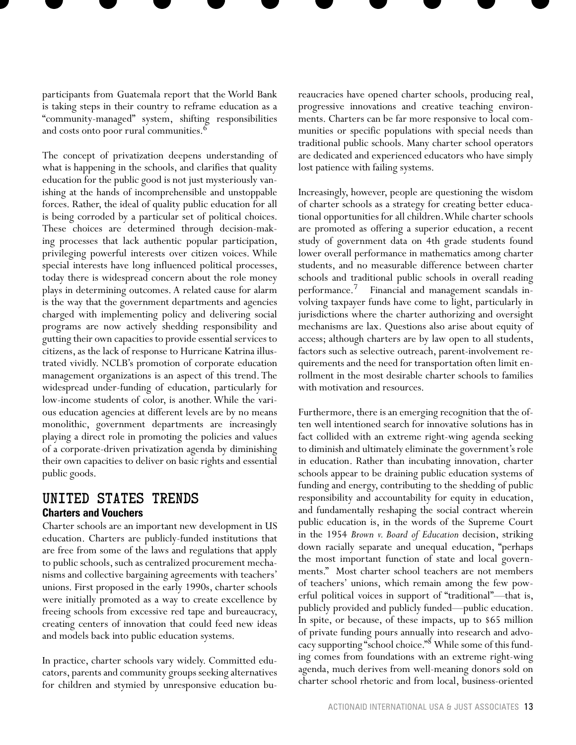participants from Guatemala report that the World Bank is taking steps in their country to reframe education as a "community-managed" system, shifting responsibilities and costs onto poor rural communities.[6]

The concept of privatization deepens understanding of what is happening in the schools, and clarifies that quality education for the public good is not just mysteriously vanishing at the hands of incomprehensible and unstoppable forces. Rather, the ideal of quality public education for all is being corroded by a particular set of political choices. These choices are determined through decision-making processes that lack authentic popular participation, privileging powerful interests over citizen voices. While special interests have long influenced political processes, today there is widespread concern about the role money plays in determining outcomes. A related cause for alarm is the way that the government departments and agencies charged with implementing policy and delivering social programs are now actively shedding responsibility and gutting their own capacities to provide essential services to citizens, as the lack of response to Hurricane Katrina illustrated vividly. NCLB's promotion of corporate education management organizations is an aspect of this trend. The widespread under-funding of education, particularly for low-income students of color, is another. While the various education agencies at different levels are by no means monolithic, government departments are increasingly playing a direct role in promoting the policies and values of a corporate-driven privatization agenda by diminishing their own capacities to deliver on basic rights and essential public goods.

## UNITED STATES TRENDS

### Charters and Vouchers

Charter schools are an important new development in US education. Charters are publicly-funded institutions that are free from some of the laws and regulations that apply to public schools, such as centralized procurement mechanisms and collective bargaining agreements with teachers' unions. First proposed in the early 1990s, charter schools were initially promoted as a way to create excellence by freeing schools from excessive red tape and bureaucracy, creating centers of innovation that could feed new ideas and models back into public education systems.

In practice, charter schools vary widely. Committed educators, parents and community groups seeking alternatives for children and stymied by unresponsive education bureaucracies have opened charter schools, producing real, progressive innovations and creative teaching environments. Charters can be far more responsive to local communities or specific populations with special needs than traditional public schools. Many charter school operators are dedicated and experienced educators who have simply lost patience with failing systems.

Increasingly, however, people are questioning the wisdom of charter schools as a strategy for creating better educational opportunities for all children. While charter schools are promoted as offering a superior education, a recent study of government data on 4th grade students found lower overall performance in mathematics among charter students, and no measurable difference between charter schools and traditional public schools in overall reading performance.[7] Financial and management scandals involving taxpayer funds have come to light, particularly in jurisdictions where the charter authorizing and oversight mechanisms are lax. Questions also arise about equity of access; although charters are by law open to all students, factors such as selective outreach, parent-involvement requirements and the need for transportation often limit enrollment in the most desirable charter schools to families with motivation and resources.

Furthermore, there is an emerging recognition that the often well intentioned search for innovative solutions has in fact collided with an extreme right-wing agenda seeking to diminish and ultimately eliminate the government's role in education. Rather than incubating innovation, charter schools appear to be draining public education systems of funding and energy, contributing to the shedding of public responsibility and accountability for equity in education, and fundamentally reshaping the social contract wherein public education is, in the words of the Supreme Court in the 1954 *Brown v. Board of Education* decision, striking down racially separate and unequal education, "perhaps the most important function of state and local governments." Most charter school teachers are not members of teachers' unions, which remain among the few powerful political voices in support of "traditional"—that is, publicly provided and publicly funded—public education. In spite, or because, of these impacts, up to $65 million of private funding pours annually into research and advocacy supporting "school choice."[8] While some of this funding comes from foundations with an extreme right-wing agenda, much derives from well-meaning donors sold on charter school rhetoric and from local, business-oriented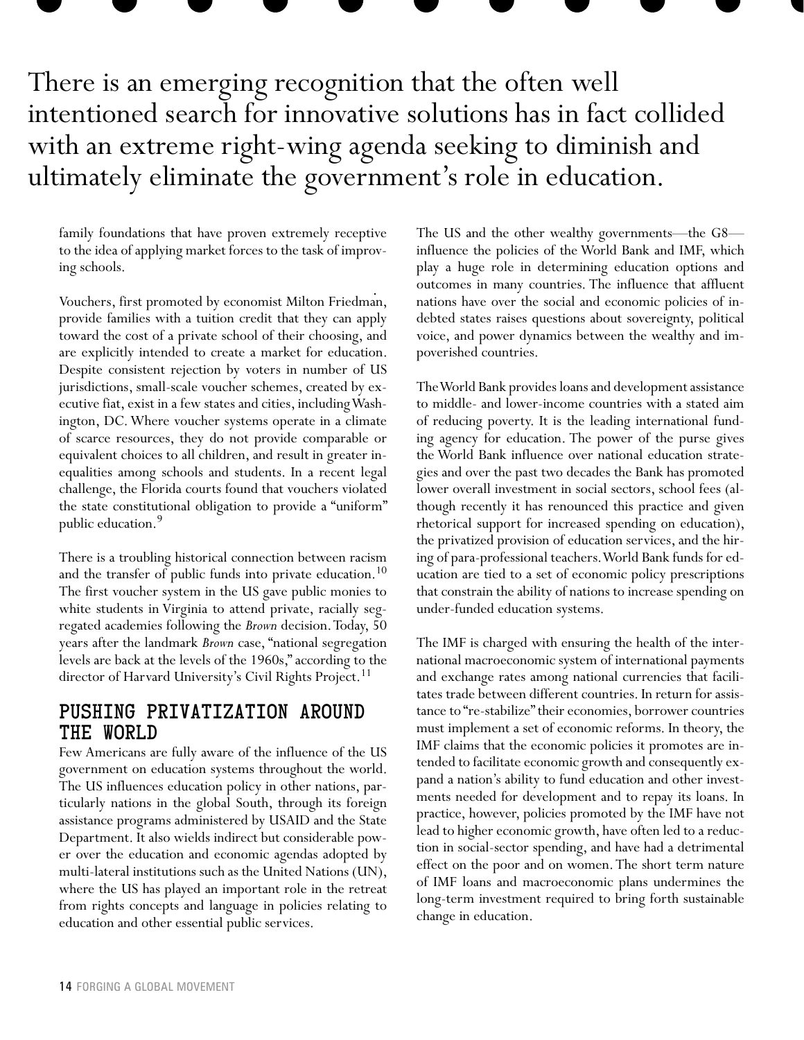There is an emerging recognition that the often well intentioned search for innovative solutions has in fact collided with an extreme right-wing agenda seeking to diminish and ultimately eliminate the government's role in education.

family foundations that have proven extremely receptive to the idea of applying market forces to the task of improving schools.

Vouchers, first promoted by economist Milton Friedman, provide families with a tuition credit that they can apply toward the cost of a private school of their choosing, and are explicitly intended to create a market for education. Despite consistent rejection by voters in number of US jurisdictions, small-scale voucher schemes, created by executive fiat, exist in a few states and cities, including Washington, DC. Where voucher systems operate in a climate of scarce resources, they do not provide comparable or equivalent choices to all children, and result in greater inequalities among schools and students. In a recent legal challenge, the Florida courts found that vouchers violated the state constitutional obligation to provide a "uniform" public education.[9]

There is a troubling historical connection between racism and the transfer of public funds into private education.[10] The first voucher system in the US gave public monies to white students in Virginia to attend private, racially segregated academies following the *Brown* decision. Today, 50 years after the landmark *Brown* case, "national segregation levels are back at the levels of the 1960s," according to the director of Harvard University's Civil Rights Project.[11]

## PUSHING PRIVATIZATION AROUND THE WORLD

Few Americans are fully aware of the influence of the US government on education systems throughout the world. The US influences education policy in other nations, particularly nations in the global South, through its foreign assistance programs administered by USAID and the State Department. It also wields indirect but considerable power over the education and economic agendas adopted by multi-lateral institutions such as the United Nations (UN), where the US has played an important role in the retreat from rights concepts and language in policies relating to education and other essential public services.

The US and the other wealthy governments—the G8—influence the policies of the World Bank and IMF, which play a huge role in determining education options and outcomes in many countries. The influence that affluent nations have over the social and economic policies of indebted states raises questions about sovereignty, political voice, and power dynamics between the wealthy and impoverished countries.

The World Bank provides loans and development assistance to middle- and lower-income countries with a stated aim of reducing poverty. It is the leading international funding agency for education. The power of the purse gives the World Bank influence over national education strategies and over the past two decades the Bank has promoted lower overall investment in social sectors, school fees (although recently it has renounced this practice and given rhetorical support for increased spending on education), the privatized provision of education services, and the hiring of para-professional teachers. World Bank funds for education are tied to a set of economic policy prescriptions that constrain the ability of nations to increase spending on under-funded education systems.

The IMF is charged with ensuring the health of the international macroeconomic system of international payments and exchange rates among national currencies that facilitates trade between different countries. In return for assistance to "re-stabilize" their economies, borrower countries must implement a set of economic reforms. In theory, the IMF claims that the economic policies it promotes are intended to facilitate economic growth and consequently expand a nation's ability to fund education and other investments needed for development and to repay its loans. In practice, however, policies promoted by the IMF have not lead to higher economic growth, have often led to a reduction in social-sector spending, and have had a detrimental effect on the poor and on women. The short term nature of IMF loans and macroeconomic plans undermines the long-term investment required to bring forth sustainable change in education.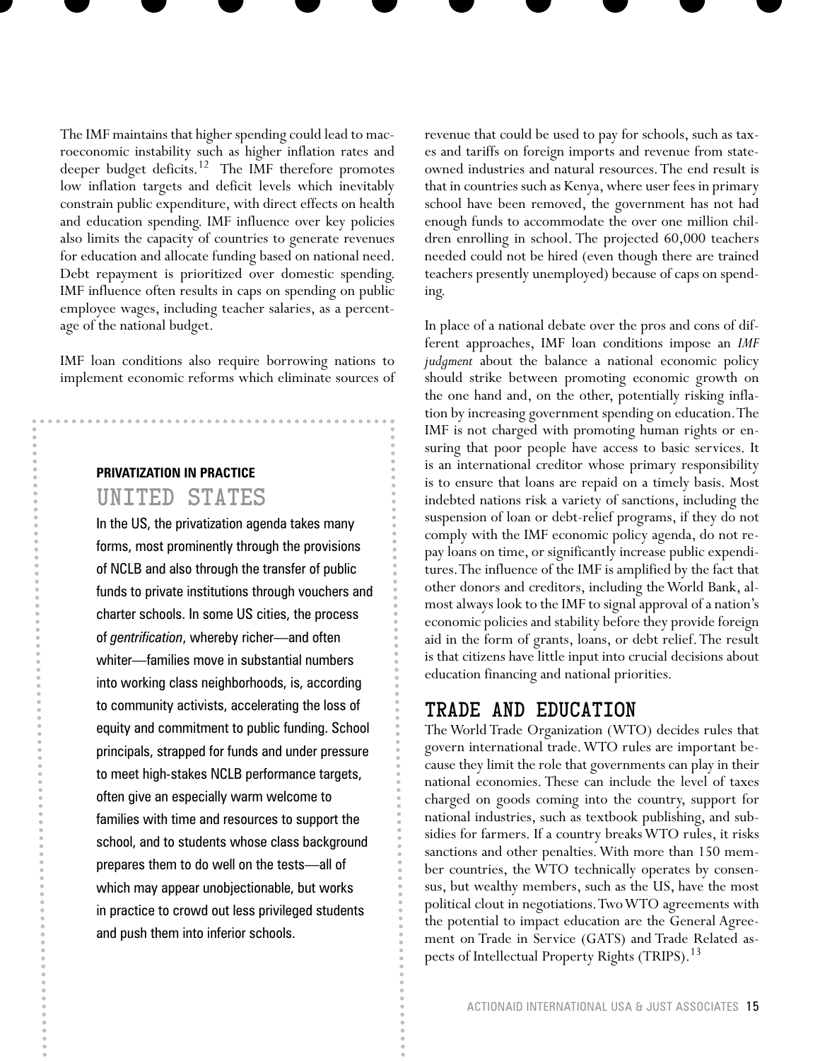The IMF maintains that higher spending could lead to macroeconomic instability such as higher inflation rates and deeper budget deficits.[12] The IMF therefore promotes low inflation targets and deficit levels which inevitably constrain public expenditure, with direct effects on health and education spending. IMF influence over key policies also limits the capacity of countries to generate revenues for education and allocate funding based on national need. Debt repayment is prioritized over domestic spending. IMF influence often results in caps on spending on public employee wages, including teacher salaries, as a percentage of the national budget.

IMF loan conditions also require borrowing nations to implement economic reforms which eliminate sources of revenue that could be used to pay for schools, such as taxes and tariffs on foreign imports and revenue from state-owned industries and natural resources. The end result is that in countries such as Kenya, where user fees in primary school have been removed, the government has not had enough funds to accommodate the over one million children enrolling in school. The projected 60,000 teachers needed could not be hired (even though there are trained teachers presently unemployed) because of caps on spending.

In place of a national debate over the pros and cons of different approaches, IMF loan conditions impose an *IMF judgment* about the balance a national economic policy should strike between promoting economic growth on the one hand and, on the other, potentially risking inflation by increasing government spending on education. The IMF is not charged with promoting human rights or ensuring that poor people have access to basic services. It is an international creditor whose primary responsibility is to ensure that loans are repaid on a timely basis. Most indebted nations risk a variety of sanctions, including the suspension of loan or debt-relief programs, if they do not comply with the IMF economic policy agenda, do not repay loans on time, or significantly increase public expenditures. The influence of the IMF is amplified by the fact that other donors and creditors, including the World Bank, almost always look to the IMF to signal approval of a nation's economic policies and stability before they provide foreign aid in the form of grants, loans, or debt relief. The result is that citizens have little input into crucial decisions about education financing and national priorities.

## TRADE AND EDUCATION

The World Trade Organization (WTO) decides rules that govern international trade. WTO rules are important because they limit the role that governments can play in their national economies. These can include the level of taxes charged on goods coming into the country, support for national industries, such as textbook publishing, and subsidies for farmers. If a country breaks WTO rules, it risks sanctions and other penalties. With more than 150 member countries, the WTO technically operates by consensus, but wealthy members, such as the US, have the most political clout in negotiations. Two WTO agreements with the potential to impact education are the General Agreement on Trade in Service (GATS) and Trade Related aspects of Intellectual Property Rights (TRIPS).[13]

---

**PRIVATIZATION IN PRACTICE**

### UNITED STATES

In the US, the privatization agenda takes many forms, most prominently through the provisions of NCLB and also through the transfer of public funds to private institutions through vouchers and charter schools. In some US cities, the process of *gentrification*, whereby richer—and often whiter—families move in substantial numbers into working class neighborhoods, is, according to community activists, accelerating the loss of equity and commitment to public funding. School principals, strapped for funds and under pressure to meet high-stakes NCLB performance targets, often give an especially warm welcome to families with time and resources to support the school, and to students whose class background prepares them to do well on the tests—all of which may appear unobjectionable, but works in practice to crowd out less privileged students and push them into inferior schools.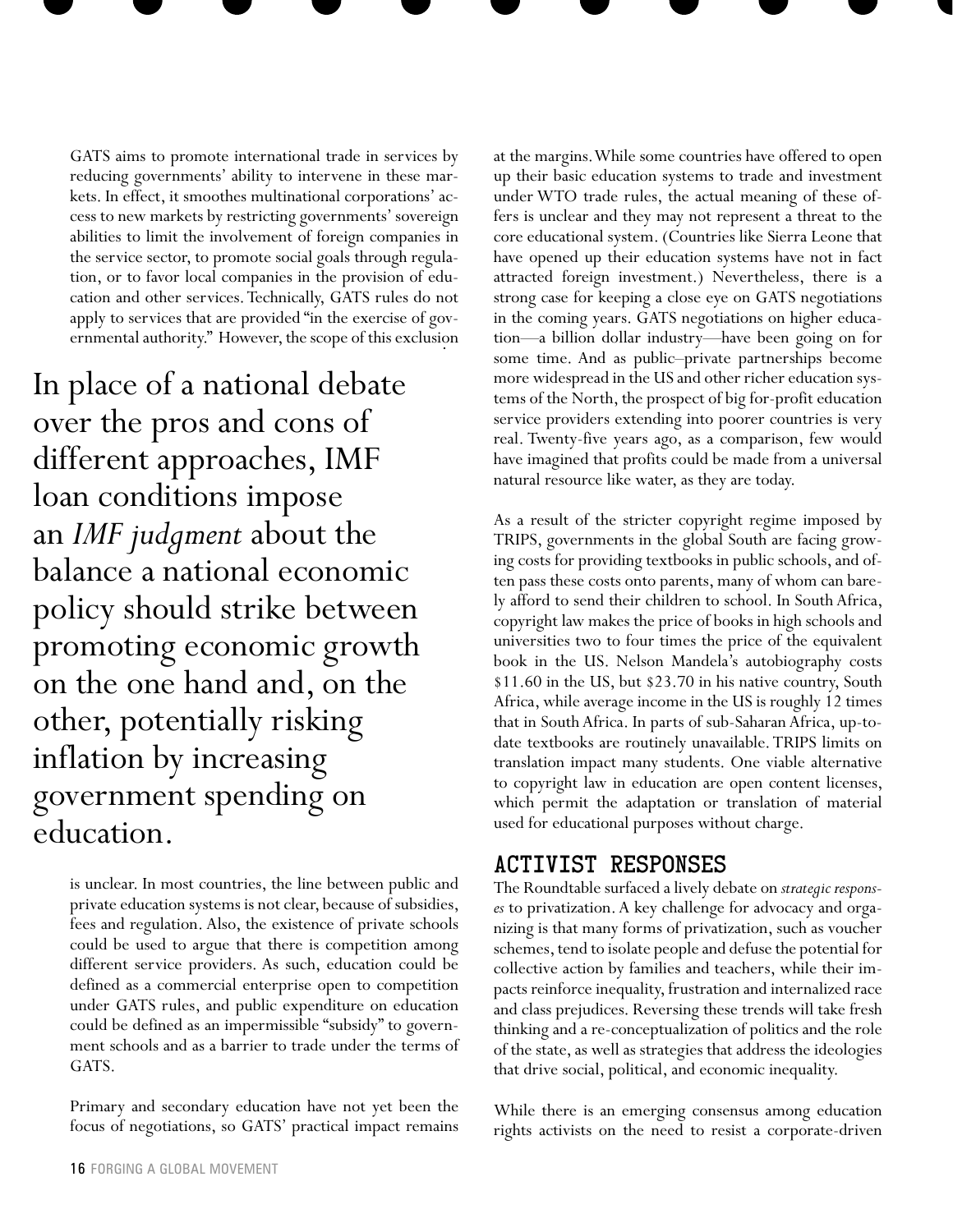GATS aims to promote international trade in services by reducing governments' ability to intervene in these markets. In effect, it smoothes multinational corporations' access to new markets by restricting governments' sovereign abilities to limit the involvement of foreign companies in the service sector, to promote social goals through regulation, or to favor local companies in the provision of education and other services. Technically, GATS rules do not apply to services that are provided "in the exercise of governmental authority." However, the scope of this exclusion is unclear. In most countries, the line between public and private education systems is not clear, because of subsidies, fees and regulation. Also, the existence of private schools could be used to argue that there is competition among different service providers. As such, education could be defined as a commercial enterprise open to competition under GATS rules, and public expenditure on education could be defined as an impermissible "subsidy" to government schools and as a barrier to trade under the terms of GATS.

> In place of a national debate over the pros and cons of different approaches, IMF loan conditions impose an *IMF judgment* about the balance a national economic policy should strike between promoting economic growth on the one hand and, on the other, potentially risking inflation by increasing government spending on education.

Primary and secondary education have not yet been the focus of negotiations, so GATS' practical impact remains at the margins. While some countries have offered to open up their basic education systems to trade and investment under WTO trade rules, the actual meaning of these offers is unclear and they may not represent a threat to the core educational system. (Countries like Sierra Leone that have opened up their education systems have not in fact attracted foreign investment.) Nevertheless, there is a strong case for keeping a close eye on GATS negotiations in the coming years. GATS negotiations on higher education—a billion dollar industry—have been going on for some time. And as public–private partnerships become more widespread in the US and other richer education systems of the North, the prospect of big for-profit education service providers extending into poorer countries is very real. Twenty-five years ago, as a comparison, few would have imagined that profits could be made from a universal natural resource like water, as they are today.

As a result of the stricter copyright regime imposed by TRIPS, governments in the global South are facing growing costs for providing textbooks in public schools, and often pass these costs onto parents, many of whom can barely afford to send their children to school. In South Africa, copyright law makes the price of books in high schools and universities two to four times the price of the equivalent book in the US. Nelson Mandela's autobiography costs $11.60 in the US, but $23.70 in his native country, South Africa, while average income in the US is roughly 12 times that in South Africa. In parts of sub-Saharan Africa, up-to-date textbooks are routinely unavailable. TRIPS limits on translation impact many students. One viable alternative to copyright law in education are open content licenses, which permit the adaptation or translation of material used for educational purposes without charge.

## ACTIVIST RESPONSES

The Roundtable surfaced a lively debate on *strategic responses* to privatization. A key challenge for advocacy and organizing is that many forms of privatization, such as voucher schemes, tend to isolate people and defuse the potential for collective action by families and teachers, while their impacts reinforce inequality, frustration and internalized race and class prejudices. Reversing these trends will take fresh thinking and a re-conceptualization of politics and the role of the state, as well as strategies that address the ideologies that drive social, political, and economic inequality.

While there is an emerging consensus among education rights activists on the need to resist a corporate-driven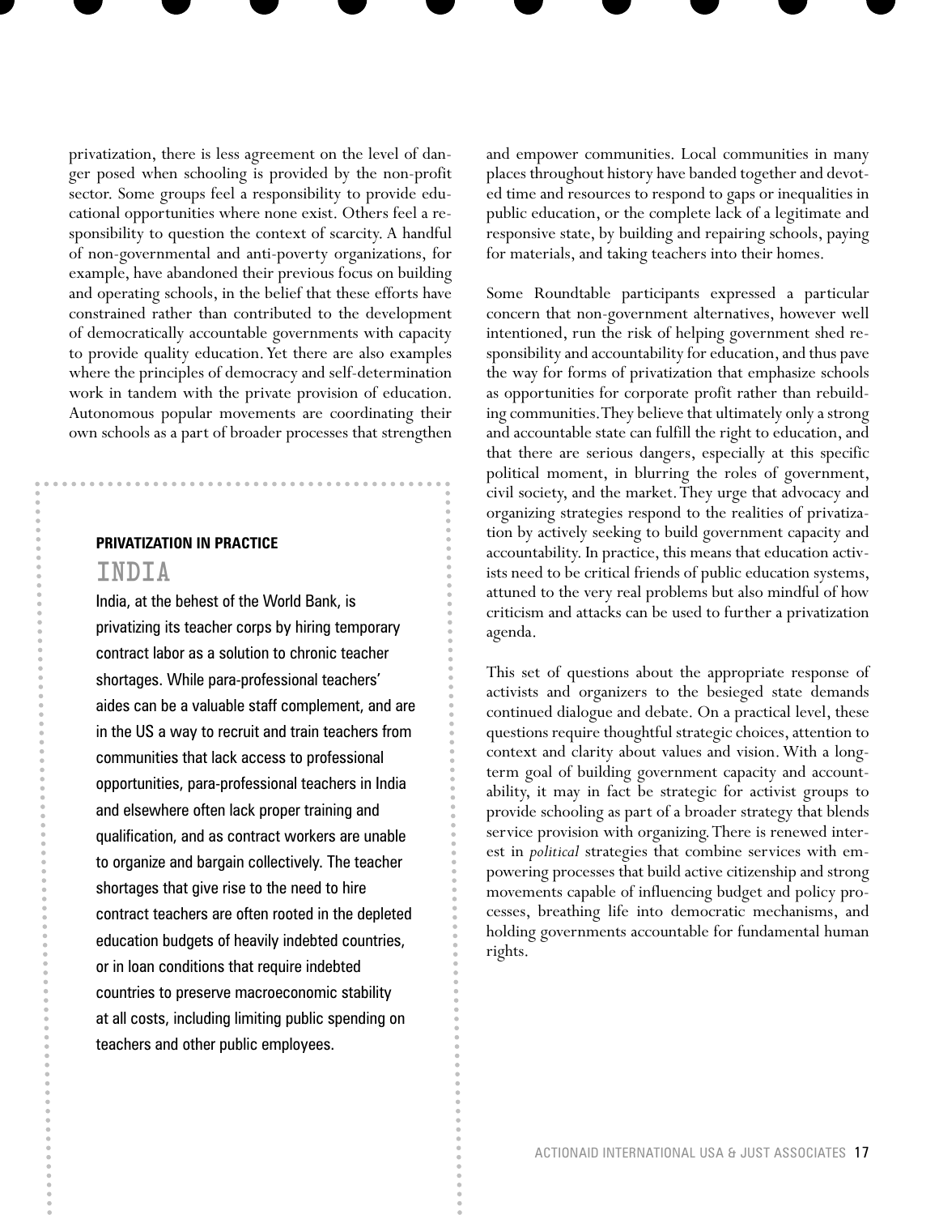privatization, there is less agreement on the level of danger posed when schooling is provided by the non-profit sector. Some groups feel a responsibility to provide educational opportunities where none exist. Others feel a responsibility to question the context of scarcity. A handful of non-governmental and anti-poverty organizations, for example, have abandoned their previous focus on building and operating schools, in the belief that these efforts have constrained rather than contributed to the development of democratically accountable governments with capacity to provide quality education. Yet there are also examples where the principles of democracy and self-determination work in tandem with the private provision of education. Autonomous popular movements are coordinating their own schools as a part of broader processes that strengthen and empower communities. Local communities in many places throughout history have banded together and devoted time and resources to respond to gaps or inequalities in public education, or the complete lack of a legitimate and responsive state, by building and repairing schools, paying for materials, and taking teachers into their homes.

Some Roundtable participants expressed a particular concern that non-government alternatives, however well intentioned, run the risk of helping government shed responsibility and accountability for education, and thus pave the way for forms of privatization that emphasize schools as opportunities for corporate profit rather than rebuilding communities. They believe that ultimately only a strong and accountable state can fulfill the right to education, and that there are serious dangers, especially at this specific political moment, in blurring the roles of government, civil society, and the market. They urge that advocacy and organizing strategies respond to the realities of privatization by actively seeking to build government capacity and accountability. In practice, this means that education activists need to be critical friends of public education systems, attuned to the very real problems but also mindful of how criticism and attacks can be used to further a privatization agenda.

This set of questions about the appropriate response of activists and organizers to the besieged state demands continued dialogue and debate. On a practical level, these questions require thoughtful strategic choices, attention to context and clarity about values and vision. With a long-term goal of building government capacity and accountability, it may in fact be strategic for activist groups to provide schooling as part of a broader strategy that blends service provision with organizing. There is renewed interest in *political* strategies that combine services with empowering processes that build active citizenship and strong movements capable of influencing budget and policy processes, breathing life into democratic mechanisms, and holding governments accountable for fundamental human rights.

---

**PRIVATIZATION IN PRACTICE**

## INDIA

India, at the behest of the World Bank, is privatizing its teacher corps by hiring temporary contract labor as a solution to chronic teacher shortages. While para-professional teachers' aides can be a valuable staff complement, and are in the US a way to recruit and train teachers from communities that lack access to professional opportunities, para-professional teachers in India and elsewhere often lack proper training and qualification, and as contract workers are unable to organize and bargain collectively. The teacher shortages that give rise to the need to hire contract teachers are often rooted in the depleted education budgets of heavily indebted countries, or in loan conditions that require indebted countries to preserve macroeconomic stability at all costs, including limiting public spending on teachers and other public employees.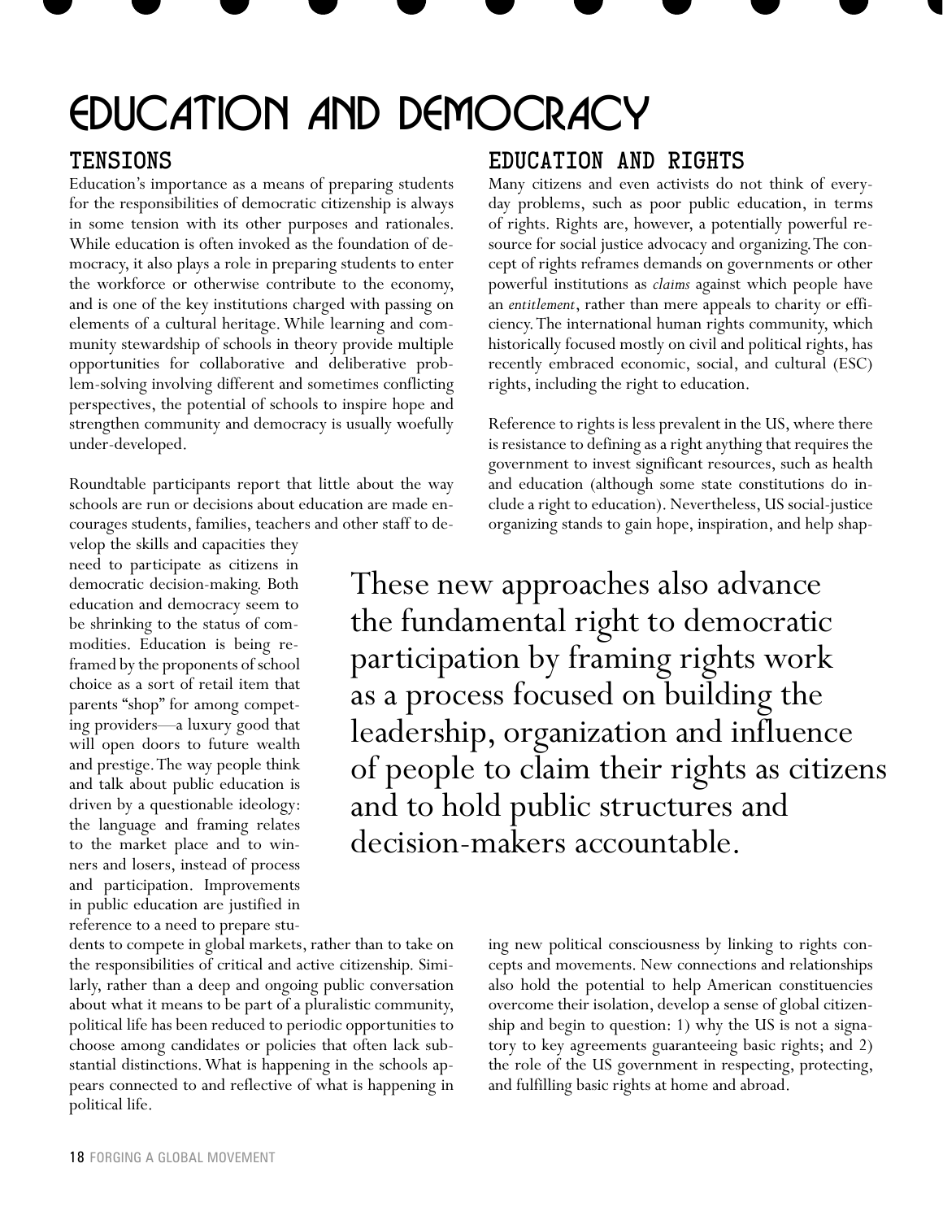# EDUCATION AND DEMOCRACY

## TENSIONS

Education's importance as a means of preparing students for the responsibilities of democratic citizenship is always in some tension with its other purposes and rationales. While education is often invoked as the foundation of democracy, it also plays a role in preparing students to enter the workforce or otherwise contribute to the economy, and is one of the key institutions charged with passing on elements of a cultural heritage. While learning and community stewardship of schools in theory provide multiple opportunities for collaborative and deliberative problem-solving involving different and sometimes conflicting perspectives, the potential of schools to inspire hope and strengthen community and democracy is usually woefully under-developed.

Roundtable participants report that little about the way schools are run or decisions about education are made encourages students, families, teachers and other staff to develop the skills and capacities they need to participate as citizens in democratic decision-making. Both education and democracy seem to be shrinking to the status of commodities. Education is being reframed by the proponents of school choice as a sort of retail item that parents "shop" for among competing providers—a luxury good that will open doors to future wealth and prestige. The way people think and talk about public education is driven by a questionable ideology: the language and framing relates to the market place and to winners and losers, instead of process and participation. Improvements in public education are justified in reference to a need to prepare students to compete in global markets, rather than to take on the responsibilities of critical and active citizenship. Similarly, rather than a deep and ongoing public conversation about what it means to be part of a pluralistic community, political life has been reduced to periodic opportunities to choose among candidates or policies that often lack substantial distinctions. What is happening in the schools appears connected to and reflective of what is happening in political life.

## EDUCATION AND RIGHTS

Many citizens and even activists do not think of everyday problems, such as poor public education, in terms of rights. Rights are, however, a potentially powerful resource for social justice advocacy and organizing. The concept of rights reframes demands on governments or other powerful institutions as *claims* against which people have an *entitlement*, rather than mere appeals to charity or efficiency. The international human rights community, which historically focused mostly on civil and political rights, has recently embraced economic, social, and cultural (ESC) rights, including the right to education.

Reference to rights is less prevalent in the US, where there is resistance to defining as a right anything that requires the government to invest significant resources, such as health and education (although some state constitutions do include a right to education). Nevertheless, US social-justice organizing stands to gain hope, inspiration, and help shaping new political consciousness by linking to rights concepts and movements. New connections and relationships also hold the potential to help American constituencies overcome their isolation, develop a sense of global citizenship and begin to question: 1) why the US is not a signatory to key agreements guaranteeing basic rights; and 2) the role of the US government in respecting, protecting, and fulfilling basic rights at home and abroad.

> These new approaches also advance the fundamental right to democratic participation by framing rights work as a process focused on building the leadership, organization and influence of people to claim their rights as citizens and to hold public structures and decision-makers accountable.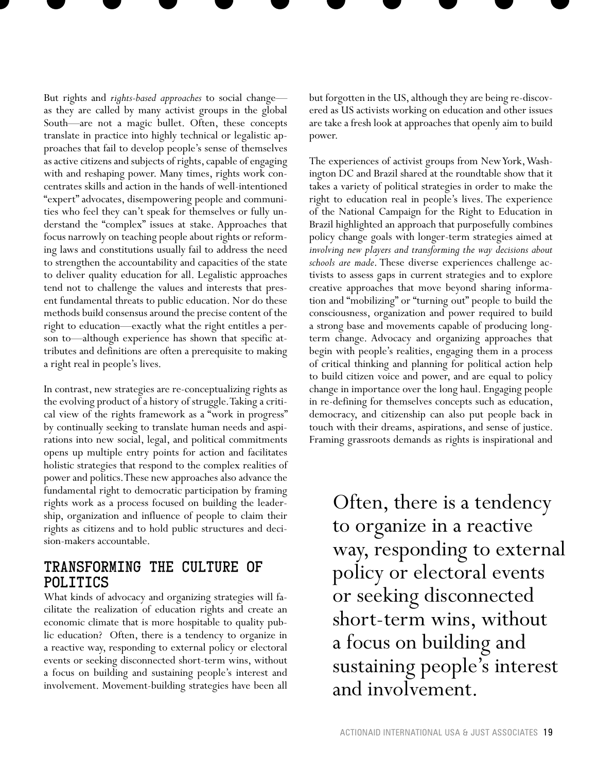But rights and *rights-based approaches* to social change—as they are called by many activist groups in the global South—are not a magic bullet. Often, these concepts translate in practice into highly technical or legalistic approaches that fail to develop people's sense of themselves as active citizens and subjects of rights, capable of engaging with and reshaping power. Many times, rights work concentrates skills and action in the hands of well-intentioned "expert" advocates, disempowering people and communities who feel they can't speak for themselves or fully understand the "complex" issues at stake. Approaches that focus narrowly on teaching people about rights or reforming laws and constitutions usually fail to address the need to strengthen the accountability and capacities of the state to deliver quality education for all. Legalistic approaches tend not to challenge the values and interests that present fundamental threats to public education. Nor do these methods build consensus around the precise content of the right to education—exactly what the right entitles a person to—although experience has shown that specific attributes and definitions are often a prerequisite to making a right real in people's lives.

In contrast, new strategies are re-conceptualizing rights as the evolving product of a history of struggle. Taking a critical view of the rights framework as a "work in progress" by continually seeking to translate human needs and aspirations into new social, legal, and political commitments opens up multiple entry points for action and facilitates holistic strategies that respond to the complex realities of power and politics. These new approaches also advance the fundamental right to democratic participation by framing rights work as a process focused on building the leadership, organization and influence of people to claim their rights as citizens and to hold public structures and decision-makers accountable.

## TRANSFORMING THE CULTURE OF POLITICS

What kinds of advocacy and organizing strategies will facilitate the realization of education rights and create an economic climate that is more hospitable to quality public education? Often, there is a tendency to organize in a reactive way, responding to external policy or electoral events or seeking disconnected short-term wins, without a focus on building and sustaining people's interest and involvement. Movement-building strategies have been all but forgotten in the US, although they are being re-discovered as US activists working on education and other issues are take a fresh look at approaches that openly aim to build power.

The experiences of activist groups from New York, Washington DC and Brazil shared at the roundtable show that it takes a variety of political strategies in order to make the right to education real in people's lives. The experience of the National Campaign for the Right to Education in Brazil highlighted an approach that purposefully combines policy change goals with longer-term strategies aimed at *involving new players and transforming the way decisions about schools are made*. These diverse experiences challenge activists to assess gaps in current strategies and to explore creative approaches that move beyond sharing information and "mobilizing" or "turning out" people to build the consciousness, organization and power required to build a strong base and movements capable of producing long-term change. Advocacy and organizing approaches that begin with people's realities, engaging them in a process of critical thinking and planning for political action help to build citizen voice and power, and are equal to policy change in importance over the long haul. Engaging people in re-defining for themselves concepts such as education, democracy, and citizenship can also put people back in touch with their dreams, aspirations, and sense of justice. Framing grassroots demands as rights is inspirational and

> Often, there is a tendency to organize in a reactive way, responding to external policy or electoral events or seeking disconnected short-term wins, without a focus on building and sustaining people's interest and involvement.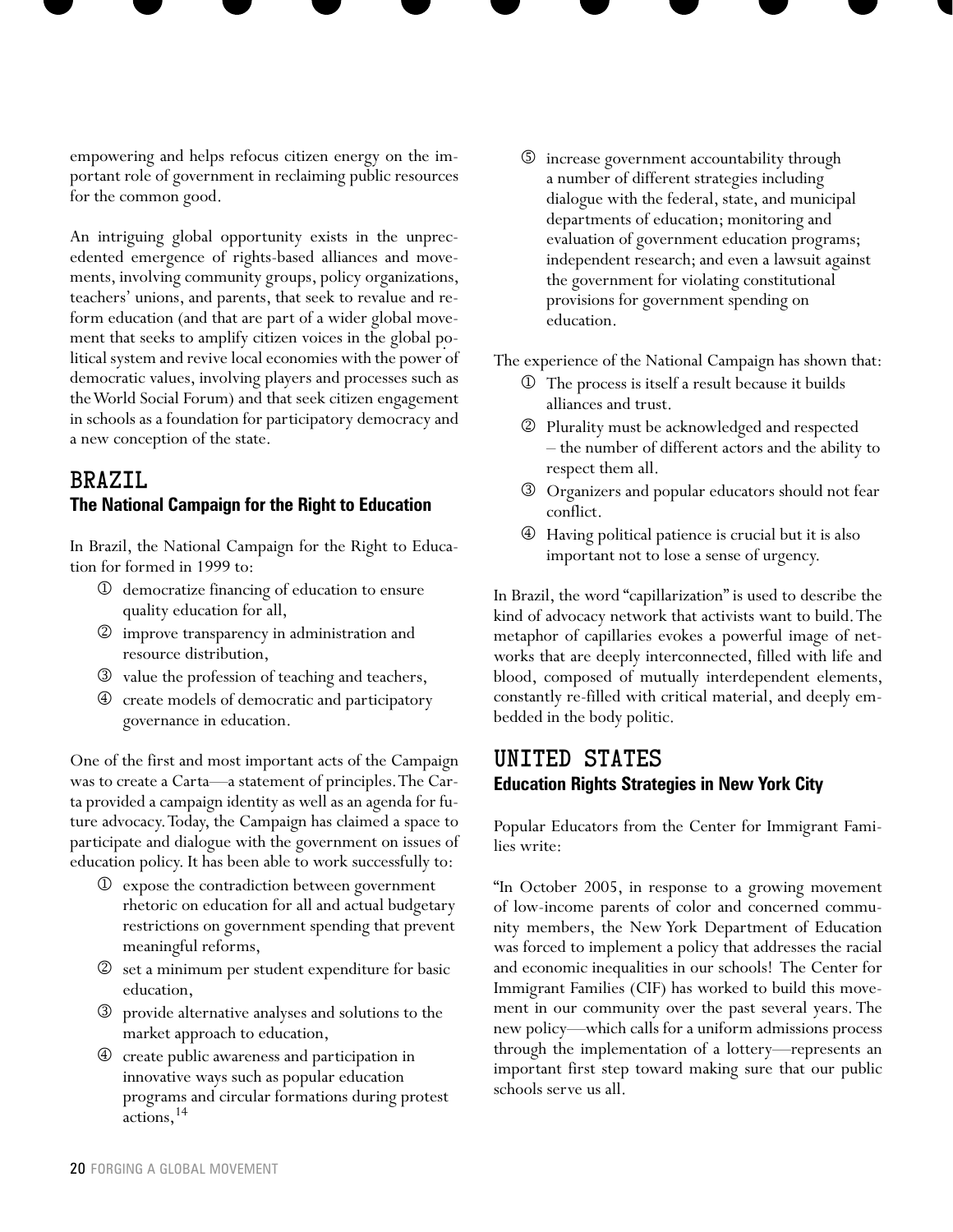empowering and helps refocus citizen energy on the important role of government in reclaiming public resources for the common good.

An intriguing global opportunity exists in the unprecedented emergence of rights-based alliances and movements, involving community groups, policy organizations, teachers' unions, and parents, that seek to revalue and reform education (and that are part of a wider global movement that seeks to amplify citizen voices in the global political system and revive local economies with the power of democratic values, involving players and processes such as the World Social Forum) and that seek citizen engagement in schools as a foundation for participatory democracy and a new conception of the state.

## BRAZIL

### The National Campaign for the Right to Education

In Brazil, the National Campaign for the Right to Education for formed in 1999 to:

1. democratize financing of education to ensure quality education for all,
2. improve transparency in administration and resource distribution,
3. value the profession of teaching and teachers,
4. create models of democratic and participatory governance in education.

One of the first and most important acts of the Campaign was to create a Carta—a statement of principles. The Carta provided a campaign identity as well as an agenda for future advocacy. Today, the Campaign has claimed a space to participate and dialogue with the government on issues of education policy. It has been able to work successfully to:

1. expose the contradiction between government rhetoric on education for all and actual budgetary restrictions on government spending that prevent meaningful reforms,
2. set a minimum per student expenditure for basic education,
3. provide alternative analyses and solutions to the market approach to education,
4. create public awareness and participation in innovative ways such as popular education programs and circular formations during protest actions,[14]
5. increase government accountability through a number of different strategies including dialogue with the federal, state, and municipal departments of education; monitoring and evaluation of government education programs; independent research; and even a lawsuit against the government for violating constitutional provisions for government spending on education.

The experience of the National Campaign has shown that:

1. The process is itself a result because it builds alliances and trust.
2. Plurality must be acknowledged and respected – the number of different actors and the ability to respect them all.
3. Organizers and popular educators should not fear conflict.
4. Having political patience is crucial but it is also important not to lose a sense of urgency.

In Brazil, the word "capillarization" is used to describe the kind of advocacy network that activists want to build. The metaphor of capillaries evokes a powerful image of networks that are deeply interconnected, filled with life and blood, composed of mutually interdependent elements, constantly re-filled with critical material, and deeply embedded in the body politic.

## UNITED STATES

### Education Rights Strategies in New York City

Popular Educators from the Center for Immigrant Families write:

"In October 2005, in response to a growing movement of low-income parents of color and concerned community members, the New York Department of Education was forced to implement a policy that addresses the racial and economic inequalities in our schools! The Center for Immigrant Families (CIF) has worked to build this movement in our community over the past several years. The new policy—which calls for a uniform admissions process through the implementation of a lottery—represents an important first step toward making sure that our public schools serve us all.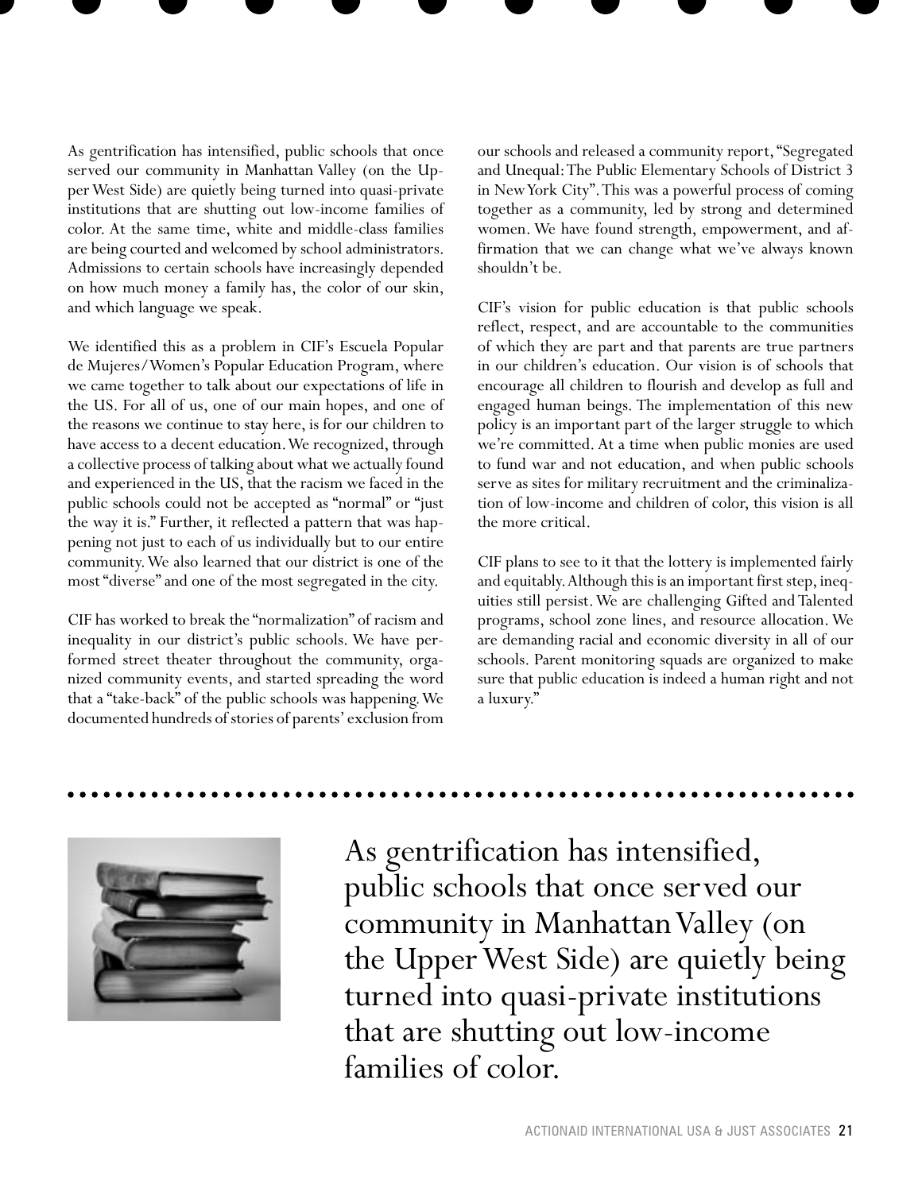As gentrification has intensified, public schools that once served our community in Manhattan Valley (on the Upper West Side) are quietly being turned into quasi-private institutions that are shutting out low-income families of color. At the same time, white and middle-class families are being courted and welcomed by school administrators. Admissions to certain schools have increasingly depended on how much money a family has, the color of our skin, and which language we speak.

We identified this as a problem in CIF's Escuela Popular de Mujeres/Women's Popular Education Program, where we came together to talk about our expectations of life in the US. For all of us, one of our main hopes, and one of the reasons we continue to stay here, is for our children to have access to a decent education. We recognized, through a collective process of talking about what we actually found and experienced in the US, that the racism we faced in the public schools could not be accepted as "normal" or "just the way it is." Further, it reflected a pattern that was happening not just to each of us individually but to our entire community. We also learned that our district is one of the most "diverse" and one of the most segregated in the city.

CIF has worked to break the "normalization" of racism and inequality in our district's public schools. We have performed street theater throughout the community, organized community events, and started spreading the word that a "take-back" of the public schools was happening. We documented hundreds of stories of parents' exclusion from our schools and released a community report, "Segregated and Unequal: The Public Elementary Schools of District 3 in New York City". This was a powerful process of coming together as a community, led by strong and determined women. We have found strength, empowerment, and affirmation that we can change what we've always known shouldn't be.

CIF's vision for public education is that public schools reflect, respect, and are accountable to the communities of which they are part and that parents are true partners in our children's education. Our vision is of schools that encourage all children to flourish and develop as full and engaged human beings. The implementation of this new policy is an important part of the larger struggle to which we're committed. At a time when public monies are used to fund war and not education, and when public schools serve as sites for military recruitment and the criminalization of low-income and children of color, this vision is all the more critical.

CIF plans to see to it that the lottery is implemented fairly and equitably. Although this is an important first step, inequities still persist. We are challenging Gifted and Talented programs, school zone lines, and resource allocation. We are demanding racial and economic diversity in all of our schools. Parent monitoring squads are organized to make sure that public education is indeed a human right and not a luxury."

> As gentrification has intensified, public schools that once served our community in Manhattan Valley (on the Upper West Side) are quietly being turned into quasi-private institutions that are shutting out low-income families of color.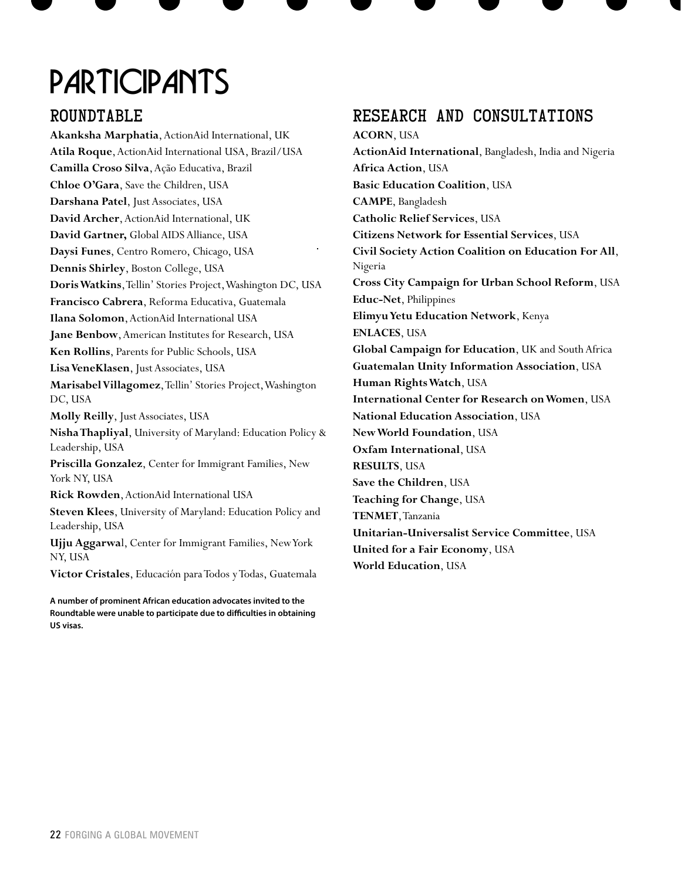# PARTICIPANTS

## ROUNDTABLE

**Akanksha Marphatia**, ActionAid International, UK
**Atila Roque**, ActionAid International USA, Brazil/USA
**Camilla Croso Silva**, Ação Educativa, Brazil
**Chloe O'Gara**, Save the Children, USA
**Darshana Patel**, Just Associates, USA
**David Archer**, ActionAid International, UK
**David Gartner,** Global AIDS Alliance, USA
**Daysi Funes**, Centro Romero, Chicago, USA
**Dennis Shirley**, Boston College, USA
**Doris Watkins**, Tellin' Stories Project, Washington DC, USA
**Francisco Cabrera**, Reforma Educativa, Guatemala
**Ilana Solomon**, ActionAid International USA
**Jane Benbow**, American Institutes for Research, USA
**Ken Rollins**, Parents for Public Schools, USA
**Lisa VeneKlasen**, Just Associates, USA
**Marisabel Villagomez**, Tellin' Stories Project, Washington DC, USA
**Molly Reilly**, Just Associates, USA
**Nisha Thapliyal**, University of Maryland: Education Policy & Leadership, USA
**Priscilla Gonzalez**, Center for Immigrant Families, New York NY, USA
**Rick Rowden**, ActionAid International USA
**Steven Klees**, University of Maryland: Education Policy and Leadership, USA
**Ujju Aggarwa**l, Center for Immigrant Families, New York NY, USA
**Victor Cristales**, Educación para Todos y Todas, Guatemala

**A number of prominent African education advocates invited to the Roundtable were unable to participate due to difficulties in obtaining US visas.**

## RESEARCH AND CONSULTATIONS

**ACORN**, USA
**ActionAid International**, Bangladesh, India and Nigeria
**Africa Action**, USA
**Basic Education Coalition**, USA
**CAMPE**, Bangladesh
**Catholic Relief Services**, USA
**Citizens Network for Essential Services**, USA
**Civil Society Action Coalition on Education For All**, Nigeria
**Cross City Campaign for Urban School Reform**, USA
**Educ-Net**, Philippines
**Elimyu Yetu Education Network**, Kenya
**ENLACES**, USA
**Global Campaign for Education**, UK and South Africa
**Guatemalan Unity Information Association**, USA
**Human Rights Watch**, USA
**International Center for Research on Women**, USA
**National Education Association**, USA
**New World Foundation**, USA
**Oxfam International**, USA
**RESULTS**, USA
**Save the Children**, USA
**Teaching for Change**, USA
**TENMET**, Tanzania
**Unitarian-Universalist Service Committee**, USA
**United for a Fair Economy**, USA
**World Education**, USA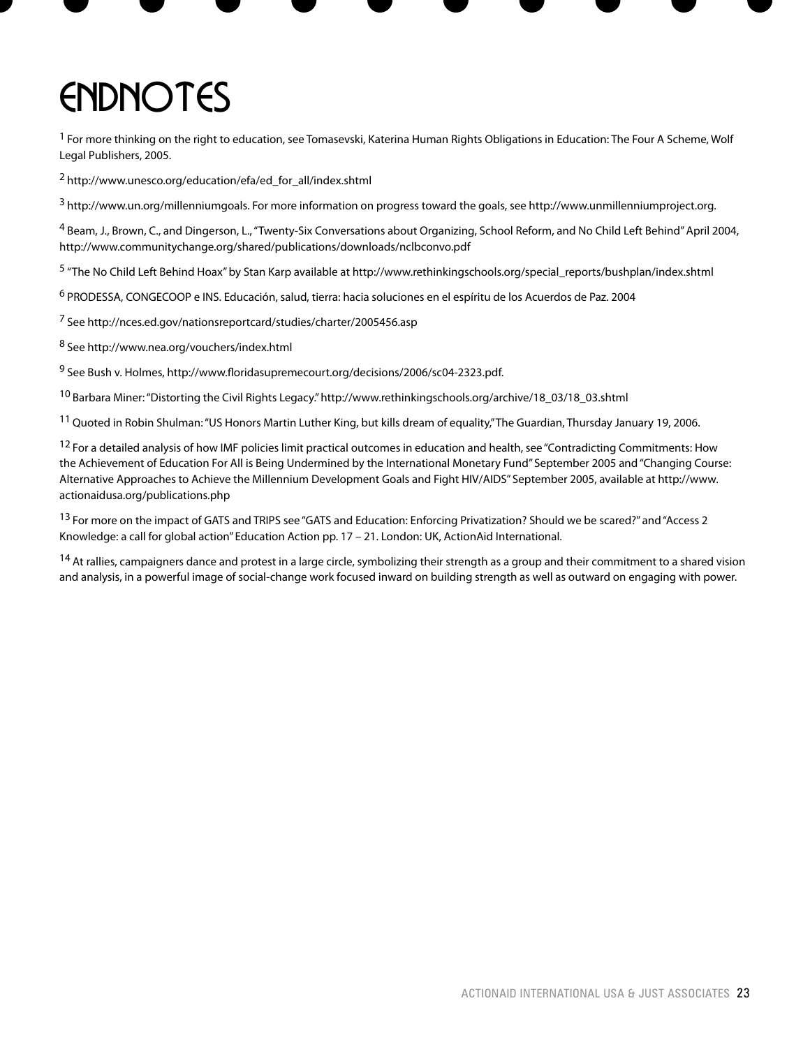# ENDNOTES

[1] For more thinking on the right to education, see Tomasevski, Katerina Human Rights Obligations in Education: The Four A Scheme, Wolf Legal Publishers, 2005.

[2] http://www.unesco.org/education/efa/ed_for_all/index.shtml

[3] http://www.un.org/millenniumgoals. For more information on progress toward the goals, see http://www.unmillenniumproject.org.

[4] Beam, J., Brown, C., and Dingerson, L., "Twenty-Six Conversations about Organizing, School Reform, and No Child Left Behind" April 2004, http://www.communitychange.org/shared/publications/downloads/nclbconvo.pdf

[5] "The No Child Left Behind Hoax" by Stan Karp available at http://www.rethinkingschools.org/special_reports/bushplan/index.shtml

[6] PRODESSA, CONGECOOP e INS. Educación, salud, tierra: hacia soluciones en el espíritu de los Acuerdos de Paz. 2004

[7] See http://nces.ed.gov/nationsreportcard/studies/charter/2005456.asp

[8] See http://www.nea.org/vouchers/index.html

[9] See Bush v. Holmes, http://www.floridasupremecourt.org/decisions/2006/sc04-2323.pdf.

[10] Barbara Miner: "Distorting the Civil Rights Legacy." http://www.rethinkingschools.org/archive/18_03/18_03.shtml

[11] Quoted in Robin Shulman: "US Honors Martin Luther King, but kills dream of equality," The Guardian, Thursday January 19, 2006.

[12] For a detailed analysis of how IMF policies limit practical outcomes in education and health, see "Contradicting Commitments: How the Achievement of Education For All is Being Undermined by the International Monetary Fund" September 2005 and "Changing Course: Alternative Approaches to Achieve the Millennium Development Goals and Fight HIV/AIDS" September 2005, available at http://www.actionaidusa.org/publications.php

[13] For more on the impact of GATS and TRIPS see "GATS and Education: Enforcing Privatization? Should we be scared?" and "Access 2 Knowledge: a call for global action" Education Action pp. 17 – 21. London: UK, ActionAid International.

[14] At rallies, campaigners dance and protest in a large circle, symbolizing their strength as a group and their commitment to a shared vision and analysis, in a powerful image of social-change work focused inward on building strength as well as outward on engaging with power.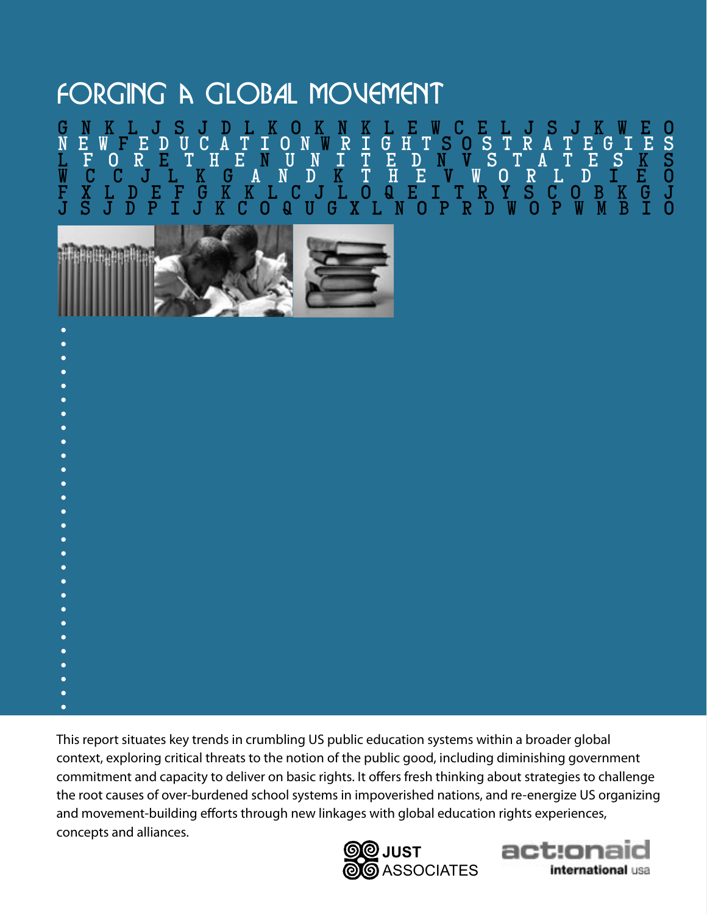# FORGING A GLOBAL MOVEMENT

G N K L J S J D L K O K N K L E W C E L J S J K W E O
N E W F E D U C A T I O N W R I G H T S O S T R A T E G I E S
L F O R E T H E N U N I T E D N V S T A T E S K S
W C C J L K G A N D K T H E V W O R L D I E O
F X L D E F G K K L C J L O Q E I T R Y S C O B K G J
J S J D P I J K C O Q U G X L N O P R D W O P W M B I O

This report situates key trends in crumbling US public education systems within a broader global context, exploring critical threats to the notion of the public good, including diminishing government commitment and capacity to deliver on basic rights. It offers fresh thinking about strategies to challenge the root causes of over-burdened school systems in impoverished nations, and re-energize US organizing and movement-building efforts through new linkages with global education rights experiences, concepts and alliances.

JUST ASSOCIATES

actionaid international usa